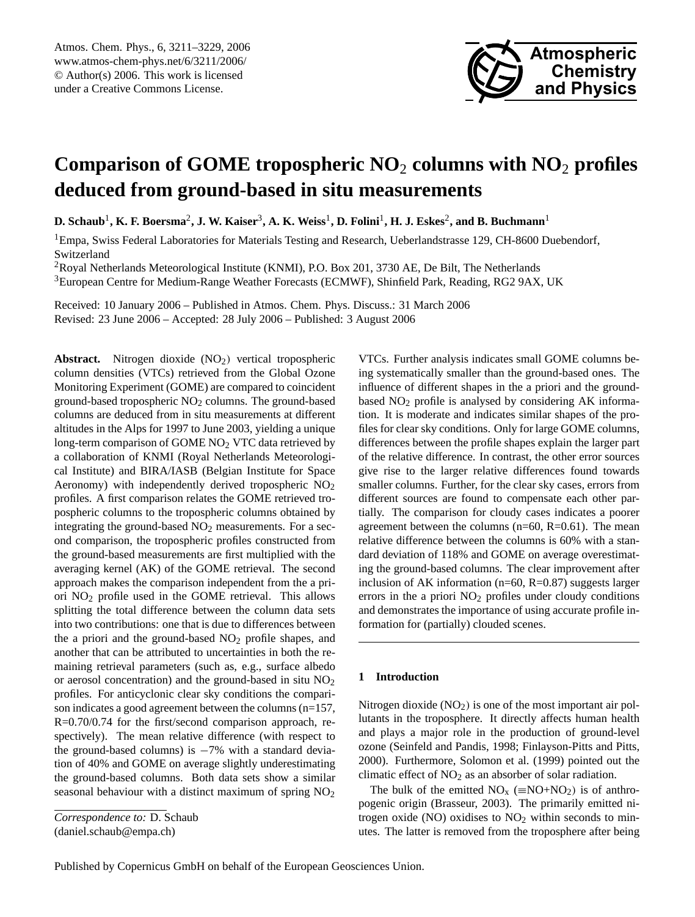# Comparison of GOME tropospheric $NO_2$ columns with $NO_2$ profiles deduced from ground-based in situ measurements

**D. Schaub[1], K. F. Boersma[2], J. W. Kaiser[3], A. K. Weiss[1], D. Folini[1], H. J. Eskes[2], and B. Buchmann[1]**

[1]Empa, Swiss Federal Laboratories for Materials Testing and Research, Ueberlandstrasse 129, CH-8600 Duebendorf, Switzerland

[2]Royal Netherlands Meteorological Institute (KNMI), P.O. Box 201, 3730 AE, De Bilt, The Netherlands

[3]European Centre for Medium-Range Weather Forecasts (ECMWF), Shinfield Park, Reading, RG2 9AX, UK

Received: 10 January 2006 – Published in Atmos. Chem. Phys. Discuss.: 31 March 2006
Revised: 23 June 2006 – Accepted: 28 July 2006 – Published: 3 August 2006

**Abstract.** Nitrogen dioxide ($NO_2$) vertical tropospheric column densities (VTCs) retrieved from the Global Ozone Monitoring Experiment (GOME) are compared to coincident ground-based tropospheric $NO_2$ columns. The ground-based columns are deduced from in situ measurements at different altitudes in the Alps for 1997 to June 2003, yielding a unique long-term comparison of GOME $NO_2$ VTC data retrieved by a collaboration of KNMI (Royal Netherlands Meteorological Institute) and BIRA/IASB (Belgian Institute for Space Aeronomy) with independently derived tropospheric $NO_2$ profiles. A first comparison relates the GOME retrieved tropospheric columns to the tropospheric columns obtained by integrating the ground-based $NO_2$ measurements. For a second comparison, the tropospheric profiles constructed from the ground-based measurements are first multiplied with the averaging kernel (AK) of the GOME retrieval. The second approach makes the comparison independent from the a priori $NO_2$ profile used in the GOME retrieval. This allows splitting the total difference between the column data sets into two contributions: one that is due to differences between the a priori and the ground-based $NO_2$ profile shapes, and another that can be attributed to uncertainties in both the remaining retrieval parameters (such as, e.g., surface albedo or aerosol concentration) and the ground-based in situ $NO_2$ profiles. For anticyclonic clear sky conditions the comparison indicates a good agreement between the columns (n=157, R=0.70/0.74 for the first/second comparison approach, respectively). The mean relative difference (with respect to the ground-based columns) is −7% with a standard deviation of 40% and GOME on average slightly underestimating the ground-based columns. Both data sets show a similar seasonal behaviour with a distinct maximum of spring $NO_2$ VTCs. Further analysis indicates small GOME columns being systematically smaller than the ground-based ones. The influence of different shapes in the a priori and the ground-based $NO_2$ profile is analysed by considering AK information. It is moderate and indicates similar shapes of the profiles for clear sky conditions. Only for large GOME columns, differences between the profile shapes explain the larger part of the relative difference. In contrast, the other error sources give rise to the larger relative differences found towards smaller columns. Further, for the clear sky cases, errors from different sources are found to compensate each other partially. The comparison for cloudy cases indicates a poorer agreement between the columns (n=60, R=0.61). The mean relative difference between the columns is 60% with a standard deviation of 118% and GOME on average overestimating the ground-based columns. The clear improvement after inclusion of AK information (n=60, R=0.87) suggests larger errors in the a priori $NO_2$ profiles under cloudy conditions and demonstrates the importance of using accurate profile information for (partially) clouded scenes.

*Correspondence to:* D. Schaub
(daniel.schaub@empa.ch)

## 1 Introduction

Nitrogen dioxide ($NO_2$) is one of the most important air pollutants in the troposphere. It directly affects human health and plays a major role in the production of ground-level ozone (Seinfeld and Pandis, 1998; Finlayson-Pitts and Pitts, 2000). Furthermore, Solomon et al. (1999) pointed out the climatic effect of $NO_2$ as an absorber of solar radiation.

The bulk of the emitted $NO_x$ ($\equiv$NO+$NO_2$) is of anthropogenic origin (Brasseur, 2003). The primarily emitted nitrogen oxide (NO) oxidises to $NO_2$ within seconds to minutes. The latter is removed from the troposphere after being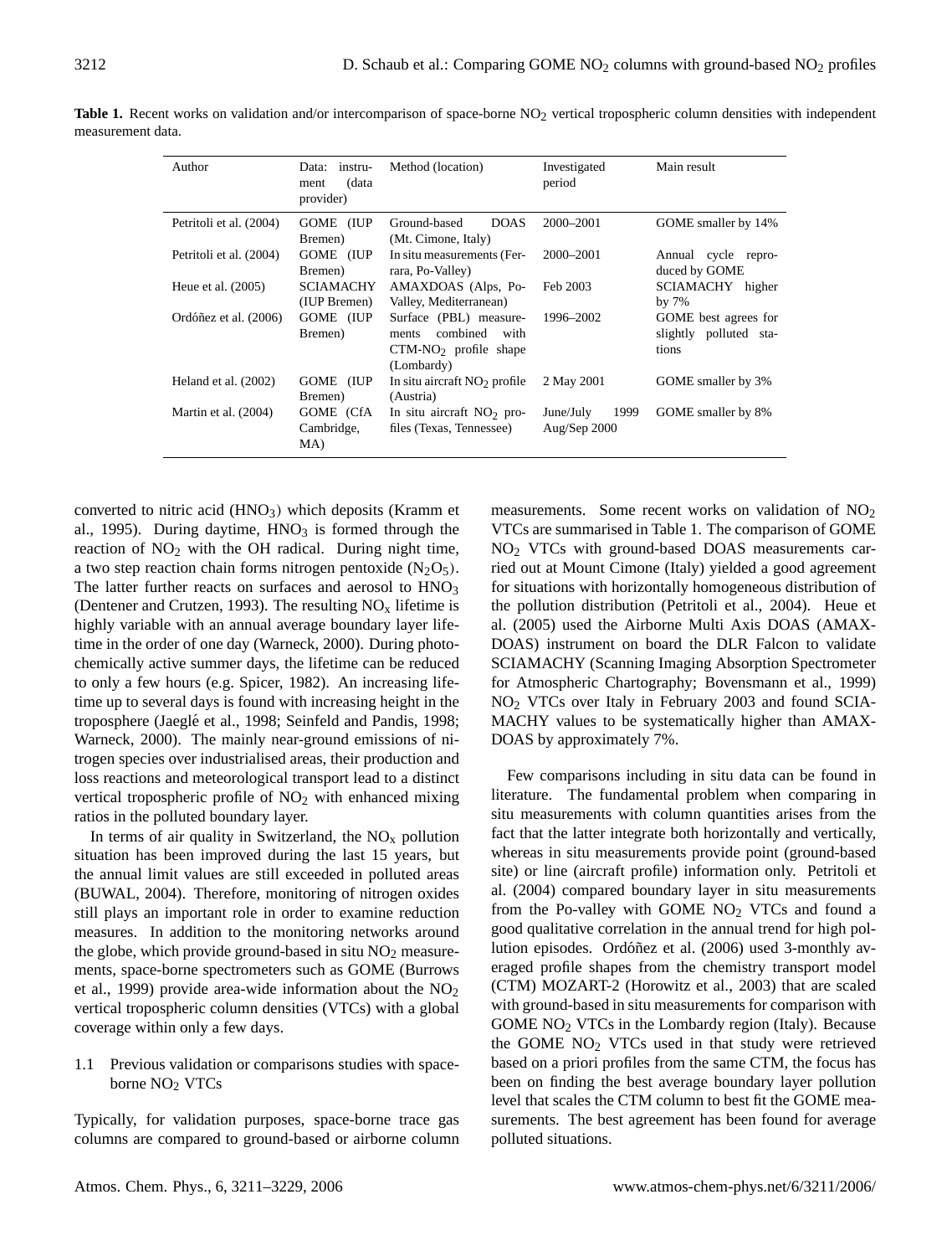**Table 1.** Recent works on validation and/or intercomparison of space-borne $NO_2$ vertical tropospheric column densities with independent measurement data.

| Author | Data: instrument (data provider) | Method (location) | Investigated period | Main result |
|---|---|---|---|---|
| Petritoli et al. (2004) | GOME (IUP Bremen) | Ground-based DOAS (Mt. Cimone, Italy) | 2000–2001 | GOME smaller by 14% |
| Petritoli et al. (2004) | GOME (IUP Bremen) | In situ measurements (Ferrara, Po-Valley) | 2000–2001 | Annual cycle reproduced by GOME |
| Heue et al. (2005) | SCIAMACHY (IUP Bremen) | AMAXDOAS (Alps, Po-Valley, Mediterranean) | Feb 2003 | SCIAMACHY higher by 7% |
| Ordóñez et al. (2006) | GOME (IUP Bremen) | Surface (PBL) measurements combined with CTM-$NO_2$ profile shape (Lombardy) | 1996–2002 | GOME best agrees for slightly polluted stations |
| Heland et al. (2002) | GOME (IUP Bremen) | In situ aircraft $NO_2$ profile (Austria) | 2 May 2001 | GOME smaller by 3% |
| Martin et al. (2004) | GOME (CfA Cambridge, MA) | In situ aircraft $NO_2$ profiles (Texas, Tennessee) | June/July 1999 Aug/Sep 2000 | GOME smaller by 8% |

converted to nitric acid ($HNO_3$) which deposits (Kramm et al., 1995). During daytime, $HNO_3$ is formed through the reaction of $NO_2$ with the OH radical. During night time, a two step reaction chain forms nitrogen pentoxide ($N_2O_5$). The latter further reacts on surfaces and aerosol to $HNO_3$ (Dentener and Crutzen, 1993). The resulting $NO_x$ lifetime is highly variable with an annual average boundary layer lifetime in the order of one day (Warneck, 2000). During photochemically active summer days, the lifetime can be reduced to only a few hours (e.g. Spicer, 1982). An increasing lifetime up to several days is found with increasing height in the troposphere (Jaeglé et al., 1998; Seinfeld and Pandis, 1998; Warneck, 2000). The mainly near-ground emissions of nitrogen species over industrialised areas, their production and loss reactions and meteorological transport lead to a distinct vertical tropospheric profile of $NO_2$ with enhanced mixing ratios in the polluted boundary layer.

In terms of air quality in Switzerland, the $NO_x$ pollution situation has been improved during the last 15 years, but the annual limit values are still exceeded in polluted areas (BUWAL, 2004). Therefore, monitoring of nitrogen oxides still plays an important role in order to examine reduction measures. In addition to the monitoring networks around the globe, which provide ground-based in situ $NO_2$ measurements, space-borne spectrometers such as GOME (Burrows et al., 1999) provide area-wide information about the $NO_2$ vertical tropospheric column densities (VTCs) with a global coverage within only a few days.

### 1.1 Previous validation or comparisons studies with space-borne $NO_2$ VTCs

Typically, for validation purposes, space-borne trace gas columns are compared to ground-based or airborne column measurements. Some recent works on validation of $NO_2$ VTCs are summarised in Table 1. The comparison of GOME $NO_2$ VTCs with ground-based DOAS measurements carried out at Mount Cimone (Italy) yielded a good agreement for situations with horizontally homogeneous distribution of the pollution distribution (Petritoli et al., 2004). Heue et al. (2005) used the Airborne Multi Axis DOAS (AMAX-DOAS) instrument on board the DLR Falcon to validate SCIAMACHY (Scanning Imaging Absorption Spectrometer for Atmospheric Chartography; Bovensmann et al., 1999) $NO_2$ VTCs over Italy in February 2003 and found SCIAMACHY values to be systematically higher than AMAX-DOAS by approximately 7%.

Few comparisons including in situ data can be found in literature. The fundamental problem when comparing in situ measurements with column quantities arises from the fact that the latter integrate both horizontally and vertically, whereas in situ measurements provide point (ground-based site) or line (aircraft profile) information only. Petritoli et al. (2004) compared boundary layer in situ measurements from the Po-valley with GOME $NO_2$ VTCs and found a good qualitative correlation in the annual trend for high pollution episodes. Ordóñez et al. (2006) used 3-monthly averaged profile shapes from the chemistry transport model (CTM) MOZART-2 (Horowitz et al., 2003) that are scaled with ground-based in situ measurements for comparison with GOME $NO_2$ VTCs in the Lombardy region (Italy). Because the GOME $NO_2$ VTCs used in that study were retrieved based on a priori profiles from the same CTM, the focus has been on finding the best average boundary layer pollution level that scales the CTM column to best fit the GOME measurements. The best agreement has been found for average polluted situations.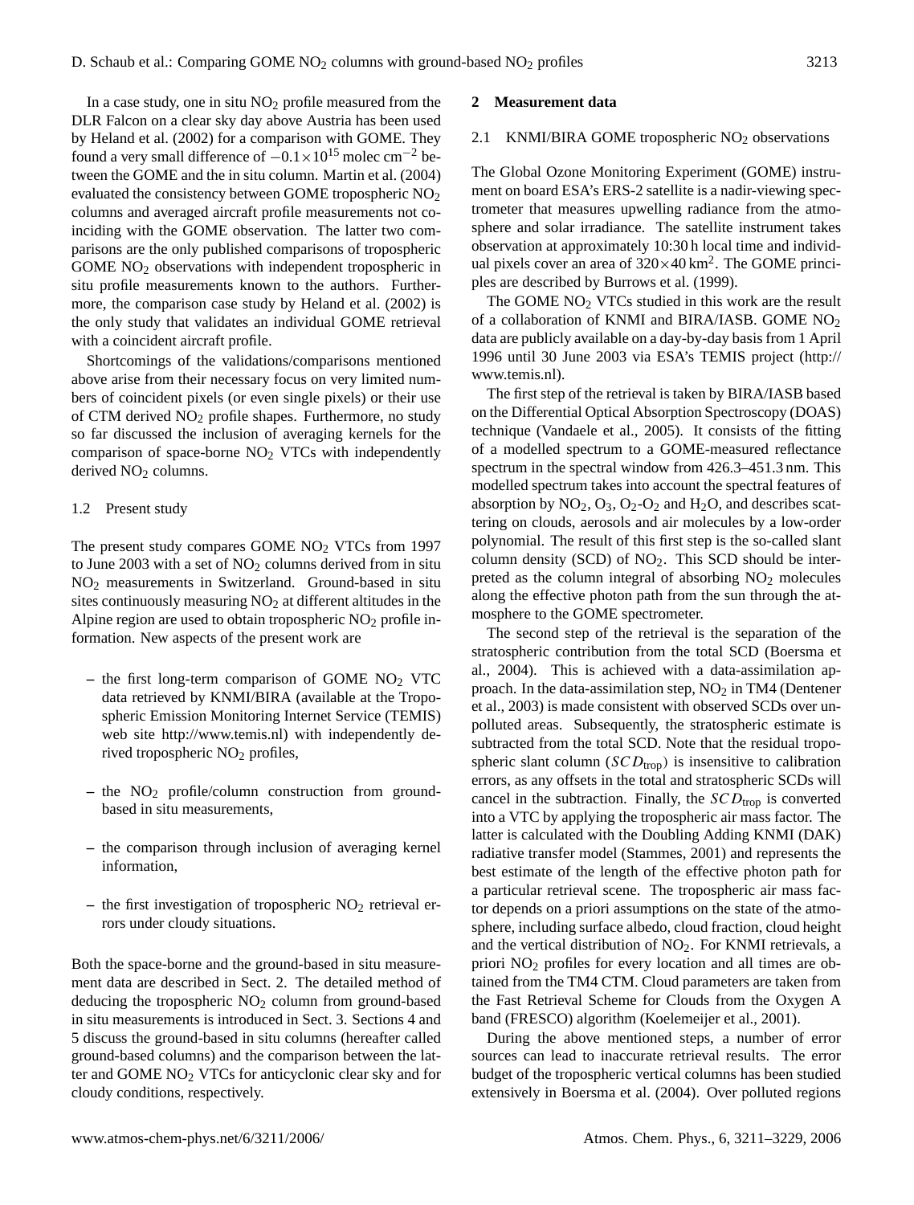In a case study, one in situ $NO_2$ profile measured from the DLR Falcon on a clear sky day above Austria has been used by Heland et al. (2002) for a comparison with GOME. They found a very small difference of $-0.1\times10^{15}$ molec cm$^{-2}$ between the GOME and the in situ column. Martin et al. (2004) evaluated the consistency between GOME tropospheric $NO_2$ columns and averaged aircraft profile measurements not coinciding with the GOME observation. The latter two comparisons are the only published comparisons of tropospheric GOME $NO_2$ observations with independent tropospheric in situ profile measurements known to the authors. Furthermore, the comparison case study by Heland et al. (2002) is the only study that validates an individual GOME retrieval with a coincident aircraft profile.

Shortcomings of the validations/comparisons mentioned above arise from their necessary focus on very limited numbers of coincident pixels (or even single pixels) or their use of CTM derived $NO_2$ profile shapes. Furthermore, no study so far discussed the inclusion of averaging kernels for the comparison of space-borne $NO_2$ VTCs with independently derived $NO_2$ columns.

### 1.2 Present study

The present study compares GOME $NO_2$ VTCs from 1997 to June 2003 with a set of $NO_2$ columns derived from in situ $NO_2$ measurements in Switzerland. Ground-based in situ sites continuously measuring $NO_2$ at different altitudes in the Alpine region are used to obtain tropospheric $NO_2$ profile information. New aspects of the present work are

- the first long-term comparison of GOME $NO_2$ VTC data retrieved by KNMI/BIRA (available at the Tropospheric Emission Monitoring Internet Service (TEMIS) web site http://www.temis.nl) with independently derived tropospheric $NO_2$ profiles,
- the $NO_2$ profile/column construction from ground-based in situ measurements,
- the comparison through inclusion of averaging kernel information,
- the first investigation of tropospheric $NO_2$ retrieval errors under cloudy situations.

Both the space-borne and the ground-based in situ measurement data are described in Sect. 2. The detailed method of deducing the tropospheric $NO_2$ column from ground-based in situ measurements is introduced in Sect. 3. Sections 4 and 5 discuss the ground-based in situ columns (hereafter called ground-based columns) and the comparison between the latter and GOME $NO_2$ VTCs for anticyclonic clear sky and for cloudy conditions, respectively.

## 2 Measurement data

### 2.1 KNMI/BIRA GOME tropospheric $NO_2$ observations

The Global Ozone Monitoring Experiment (GOME) instrument on board ESA's ERS-2 satellite is a nadir-viewing spectrometer that measures upwelling radiance from the atmosphere and solar irradiance. The satellite instrument takes observation at approximately 10:30 h local time and individual pixels cover an area of $320\times40$ km$^2$. The GOME principles are described by Burrows et al. (1999).

The GOME $NO_2$ VTCs studied in this work are the result of a collaboration of KNMI and BIRA/IASB. GOME $NO_2$ data are publicly available on a day-by-day basis from 1 April 1996 until 30 June 2003 via ESA's TEMIS project (http://www.temis.nl).

The first step of the retrieval is taken by BIRA/IASB based on the Differential Optical Absorption Spectroscopy (DOAS) technique (Vandaele et al., 2005). It consists of the fitting of a modelled spectrum to a GOME-measured reflectance spectrum in the spectral window from 426.3–451.3 nm. This modelled spectrum takes into account the spectral features of absorption by $NO_2$, $O_3$, $O_2$-$O_2$ and $H_2O$, and describes scattering on clouds, aerosols and air molecules by a low-order polynomial. The result of this first step is the so-called slant column density (SCD) of $NO_2$. This SCD should be interpreted as the column integral of absorbing $NO_2$ molecules along the effective photon path from the sun through the atmosphere to the GOME spectrometer.

The second step of the retrieval is the separation of the stratospheric contribution from the total SCD (Boersma et al., 2004). This is achieved with a data-assimilation approach. In the data-assimilation step, $NO_2$ in TM4 (Dentener et al., 2003) is made consistent with observed SCDs over unpolluted areas. Subsequently, the stratospheric estimate is subtracted from the total SCD. Note that the residual tropospheric slant column ($SCD_{\mathrm{trop}}$) is insensitive to calibration errors, as any offsets in the total and stratospheric SCDs will cancel in the subtraction. Finally, the $SCD_{\mathrm{trop}}$ is converted into a VTC by applying the tropospheric air mass factor. The latter is calculated with the Doubling Adding KNMI (DAK) radiative transfer model (Stammes, 2001) and represents the best estimate of the length of the effective photon path for a particular retrieval scene. The tropospheric air mass factor depends on a priori assumptions on the state of the atmosphere, including surface albedo, cloud fraction, cloud height and the vertical distribution of $NO_2$. For KNMI retrievals, a priori $NO_2$ profiles for every location and all times are obtained from the TM4 CTM. Cloud parameters are taken from the Fast Retrieval Scheme for Clouds from the Oxygen A band (FRESCO) algorithm (Koelemeijer et al., 2001).

During the above mentioned steps, a number of error sources can lead to inaccurate retrieval results. The error budget of the tropospheric vertical columns has been studied extensively in Boersma et al. (2004). Over polluted regions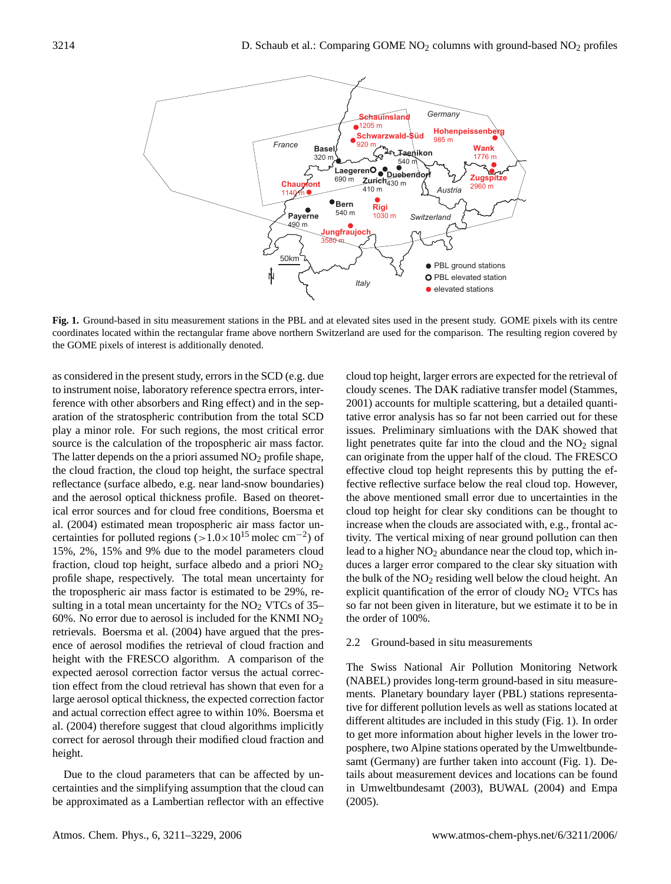**Fig. 1.** Ground-based in situ measurement stations in the PBL and at elevated sites used in the present study. GOME pixels with its centre coordinates located within the rectangular frame above northern Switzerland are used for the comparison. The resulting region covered by the GOME pixels of interest is additionally denoted.

as considered in the present study, errors in the SCD (e.g. due to instrument noise, laboratory reference spectra errors, interference with other absorbers and Ring effect) and in the separation of the stratospheric contribution from the total SCD play a minor role. For such regions, the most critical error source is the calculation of the tropospheric air mass factor. The latter depends on the a priori assumed $NO_2$ profile shape, the cloud fraction, the cloud top height, the surface spectral reflectance (surface albedo, e.g. near land-snow boundaries) and the aerosol optical thickness profile. Based on theoretical error sources and for cloud free conditions, Boersma et al. (2004) estimated mean tropospheric air mass factor uncertainties for polluted regions ($>1.0\times10^{15}$ molec $cm^{-2}$) of 15%, 2%, 15% and 9% due to the model parameters cloud fraction, cloud top height, surface albedo and a priori $NO_2$ profile shape, respectively. The total mean uncertainty for the tropospheric air mass factor is estimated to be 29%, resulting in a total mean uncertainty for the $NO_2$ VTCs of 35–60%. No error due to aerosol is included for the KNMI $NO_2$ retrievals. Boersma et al. (2004) have argued that the presence of aerosol modifies the retrieval of cloud fraction and height with the FRESCO algorithm. A comparison of the expected aerosol correction factor versus the actual correction effect from the cloud retrieval has shown that even for a large aerosol optical thickness, the expected correction factor and actual correction effect agree to within 10%. Boersma et al. (2004) therefore suggest that cloud algorithms implicitly correct for aerosol through their modified cloud fraction and height.

Due to the cloud parameters that can be affected by uncertainties and the simplifying assumption that the cloud can be approximated as a Lambertian reflector with an effective cloud top height, larger errors are expected for the retrieval of cloudy scenes. The DAK radiative transfer model (Stammes, 2001) accounts for multiple scattering, but a detailed quantitative error analysis has so far not been carried out for these issues. Preliminary simluations with the DAK showed that light penetrates quite far into the cloud and the $NO_2$ signal can originate from the upper half of the cloud. The FRESCO effective cloud top height represents this by putting the effective reflective surface below the real cloud top. However, the above mentioned small error due to uncertainties in the cloud top height for clear sky conditions can be thought to increase when the clouds are associated with, e.g., frontal activity. The vertical mixing of near ground pollution can then lead to a higher $NO_2$ abundance near the cloud top, which induces a larger error compared to the clear sky situation with the bulk of the $NO_2$ residing well below the cloud height. An explicit quantification of the error of cloudy $NO_2$ VTCs has so far not been given in literature, but we estimate it to be in the order of 100%.

### 2.2 Ground-based in situ measurements

The Swiss National Air Pollution Monitoring Network (NABEL) provides long-term ground-based in situ measurements. Planetary boundary layer (PBL) stations representative for different pollution levels as well as stations located at different altitudes are included in this study (Fig. 1). In order to get more information about higher levels in the lower troposphere, two Alpine stations operated by the Umweltbundesamt (Germany) are further taken into account (Fig. 1). Details about measurement devices and locations can be found in Umweltbundesamt (2003), BUWAL (2004) and Empa (2005).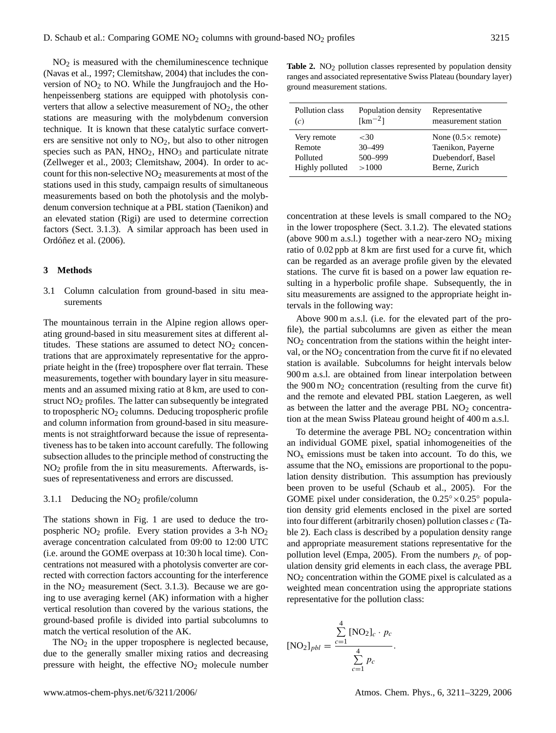$NO_2$ is measured with the chemiluminescence technique (Navas et al., 1997; Clemitshaw, 2004) that includes the conversion of $NO_2$ to NO. While the Jungfraujoch and the Hohenpeissenberg stations are equipped with photolysis converters that allow a selective measurement of $NO_2$, the other stations are measuring with the molybdenum conversion technique. It is known that these catalytic surface converters are sensitive not only to $NO_2$, but also to other nitrogen species such as PAN, $HNO_2$, $HNO_3$ and particulate nitrate (Zellweger et al., 2003; Clemitshaw, 2004). In order to account for this non-selective $NO_2$ measurements at most of the stations used in this study, campaign results of simultaneous measurements based on both the photolysis and the molybdenum conversion technique at a PBL station (Taenikon) and an elevated station (Rigi) are used to determine correction factors (Sect. 3.1.3). A similar approach has been used in Ordóñez et al. (2006).

## 3 Methods

### 3.1 Column calculation from ground-based in situ measurements

The mountainous terrain in the Alpine region allows operating ground-based in situ measurement sites at different altitudes. These stations are assumed to detect $NO_2$ concentrations that are approximately representative for the appropriate height in the (free) troposphere over flat terrain. These measurements, together with boundary layer in situ measurements and an assumed mixing ratio at 8 km, are used to construct $NO_2$ profiles. These can subsequently be integrated to tropospheric $NO_2$ columns. Deducing tropospheric profile and column information from ground-based in situ measurements is not straightforward because the issue of representativeness has to be taken into account carefully. The following subsection alludes to the principle method of constructing the $NO_2$ profile from the in situ measurements. Afterwards, issues of representativeness and errors are discussed.

#### 3.1.1 Deducing the $NO_2$ profile/column

The stations shown in Fig. 1 are used to deduce the tropospheric $NO_2$ profile. Every station provides a 3-h $NO_2$ average concentration calculated from 09:00 to 12:00 UTC (i.e. around the GOME overpass at 10:30 h local time). Concentrations not measured with a photolysis converter are corrected with correction factors accounting for the interference in the $NO_2$ measurement (Sect. 3.1.3). Because we are going to use averaging kernel (AK) information with a higher vertical resolution than covered by the various stations, the ground-based profile is divided into partial subcolumns to match the vertical resolution of the AK.

The $NO_2$ in the upper troposphere is neglected because, due to the generally smaller mixing ratios and decreasing pressure with height, the effective $NO_2$ molecule number concentration at these levels is small compared to the $NO_2$ in the lower troposphere (Sect. 3.1.2). The elevated stations (above 900 m a.s.l.) together with a near-zero $NO_2$ mixing ratio of 0.02 ppb at 8 km are first used for a curve fit, which can be regarded as an average profile given by the elevated stations. The curve fit is based on a power law equation resulting in a hyperbolic profile shape. Subsequently, the in situ measurements are assigned to the appropriate height intervals in the following way:

Above 900 m a.s.l. (i.e. for the elevated part of the profile), the partial subcolumns are given as either the mean $NO_2$ concentration from the stations within the height interval, or the $NO_2$ concentration from the curve fit if no elevated station is available. Subcolumns for height intervals below 900 m a.s.l. are obtained from linear interpolation between the 900 m $NO_2$ concentration (resulting from the curve fit) and the remote and elevated PBL station Laegeren, as well as between the latter and the average PBL $NO_2$ concentration at the mean Swiss Plateau ground height of 400 m a.s.l.

To determine the average PBL $NO_2$ concentration within an individual GOME pixel, spatial inhomogeneities of the $NO_x$ emissions must be taken into account. To do this, we assume that the $NO_x$ emissions are proportional to the population density distribution. This assumption has previously been proven to be useful (Schaub et al., 2005). For the GOME pixel under consideration, the $0.25^\circ \times 0.25^\circ$ population density grid elements enclosed in the pixel are sorted into four different (arbitrarily chosen) pollution classes $c$ (Table 2). Each class is described by a population density range and appropriate measurement stations representative for the pollution level (Empa, 2005). From the numbers $p_c$ of population density grid elements in each class, the average PBL $NO_2$ concentration within the GOME pixel is calculated as a weighted mean concentration using the appropriate stations representative for the pollution class:

$$[NO_2]_{pbl} = \frac{\sum_{c=1}^{4} [NO_2]_c \cdot p_c}{\sum_{c=1}^{4} p_c}.$$

**Table 2.** $NO_2$ pollution classes represented by population density ranges and associated representative Swiss Plateau (boundary layer) ground measurement stations.

| Pollution class ($c$) | Population density [km$^{-2}$] | Representative measurement station |
|---|---|---|
| Very remote | <30 | None (0.5× remote) |
| Remote | 30–499 | Taenikon, Payerne |
| Polluted | 500–999 | Duebendorf, Basel |
| Highly polluted | >1000 | Berne, Zurich |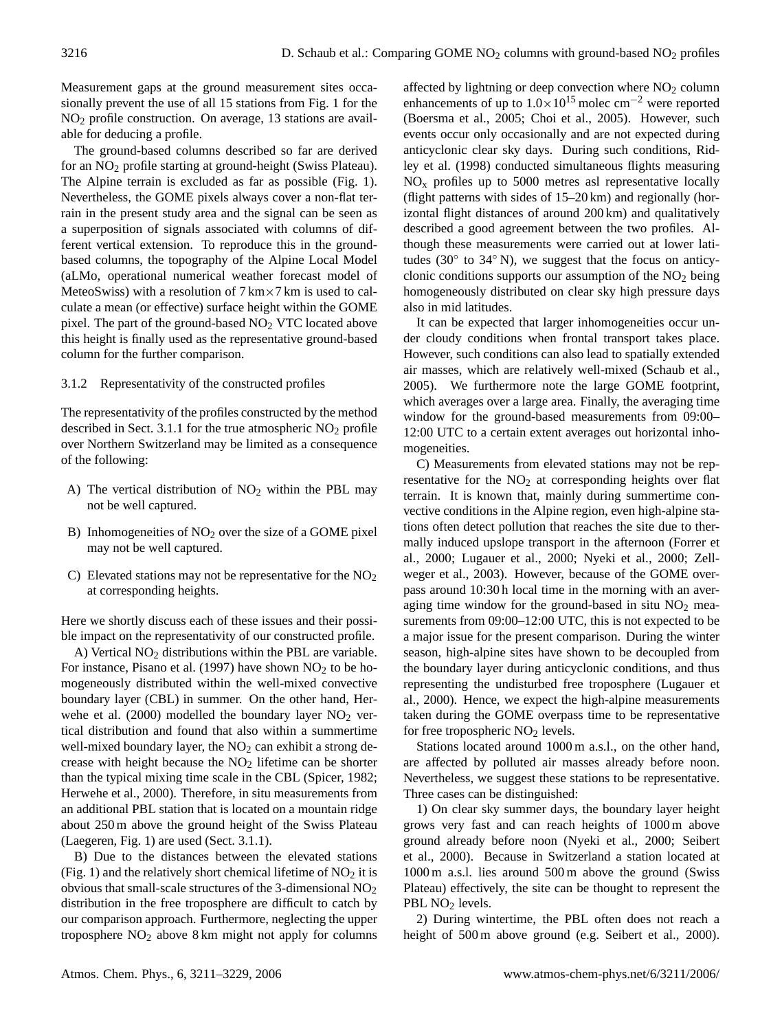Measurement gaps at the ground measurement sites occasionally prevent the use of all 15 stations from Fig. 1 for the $NO_2$ profile construction. On average, 13 stations are available for deducing a profile.

The ground-based columns described so far are derived for an $NO_2$ profile starting at ground-height (Swiss Plateau). The Alpine terrain is excluded as far as possible (Fig. 1). Nevertheless, the GOME pixels always cover a non-flat terrain in the present study area and the signal can be seen as a superposition of signals associated with columns of different vertical extension. To reproduce this in the ground-based columns, the topography of the Alpine Local Model (aLMo, operational numerical weather forecast model of MeteoSwiss) with a resolution of 7 km×7 km is used to calculate a mean (or effective) surface height within the GOME pixel. The part of the ground-based $NO_2$ VTC located above this height is finally used as the representative ground-based column for the further comparison.

### 3.1.2 Representativity of the constructed profiles

The representativity of the profiles constructed by the method described in Sect. 3.1.1 for the true atmospheric $NO_2$ profile over Northern Switzerland may be limited as a consequence of the following:

A) The vertical distribution of $NO_2$ within the PBL may not be well captured.

B) Inhomogeneities of $NO_2$ over the size of a GOME pixel may not be well captured.

C) Elevated stations may not be representative for the $NO_2$ at corresponding heights.

Here we shortly discuss each of these issues and their possible impact on the representativity of our constructed profile.

A) Vertical $NO_2$ distributions within the PBL are variable. For instance, Pisano et al. (1997) have shown $NO_2$ to be homogeneously distributed within the well-mixed convective boundary layer (CBL) in summer. On the other hand, Herwehe et al. (2000) modelled the boundary layer $NO_2$ vertical distribution and found that also within a summertime well-mixed boundary layer, the $NO_2$ can exhibit a strong decrease with height because the $NO_2$ lifetime can be shorter than the typical mixing time scale in the CBL (Spicer, 1982; Herwehe et al., 2000). Therefore, in situ measurements from an additional PBL station that is located on a mountain ridge about 250 m above the ground height of the Swiss Plateau (Laegeren, Fig. 1) are used (Sect. 3.1.1).

B) Due to the distances between the elevated stations (Fig. 1) and the relatively short chemical lifetime of $NO_2$ it is obvious that small-scale structures of the 3-dimensional $NO_2$ distribution in the free troposphere are difficult to catch by our comparison approach. Furthermore, neglecting the upper troposphere $NO_2$ above 8 km might not apply for columns affected by lightning or deep convection where $NO_2$ column enhancements of up to $1.0\times10^{15}$ molec cm$^{-2}$ were reported (Boersma et al., 2005; Choi et al., 2005). However, such events occur only occasionally and are not expected during anticyclonic clear sky days. During such conditions, Ridley et al. (1998) conducted simultaneous flights measuring $NO_x$ profiles up to 5000 metres asl representative locally (flight patterns with sides of 15–20 km) and regionally (horizontal flight distances of around 200 km) and qualitatively described a good agreement between the two profiles. Although these measurements were carried out at lower latitudes (30° to 34° N), we suggest that the focus on anticyclonic conditions supports our assumption of the $NO_2$ being homogeneously distributed on clear sky high pressure days also in mid latitudes.

It can be expected that larger inhomogeneities occur under cloudy conditions when frontal transport takes place. However, such conditions can also lead to spatially extended air masses, which are relatively well-mixed (Schaub et al., 2005). We furthermore note the large GOME footprint, which averages over a large area. Finally, the averaging time window for the ground-based measurements from 09:00–12:00 UTC to a certain extent averages out horizontal inhomogeneities.

C) Measurements from elevated stations may not be representative for the $NO_2$ at corresponding heights over flat terrain. It is known that, mainly during summertime convective conditions in the Alpine region, even high-alpine stations often detect pollution that reaches the site due to thermally induced upslope transport in the afternoon (Forrer et al., 2000; Lugauer et al., 2000; Nyeki et al., 2000; Zellweger et al., 2003). However, because of the GOME overpass around 10:30 h local time in the morning with an averaging time window for the ground-based in situ $NO_2$ measurements from 09:00–12:00 UTC, this is not expected to be a major issue for the present comparison. During the winter season, high-alpine sites have shown to be decoupled from the boundary layer during anticyclonic conditions, and thus representing the undisturbed free troposphere (Lugauer et al., 2000). Hence, we expect the high-alpine measurements taken during the GOME overpass time to be representative for free tropospheric $NO_2$ levels.

Stations located around 1000 m a.s.l., on the other hand, are affected by polluted air masses already before noon. Nevertheless, we suggest these stations to be representative. Three cases can be distinguished:

1) On clear sky summer days, the boundary layer height grows very fast and can reach heights of 1000 m above ground already before noon (Nyeki et al., 2000; Seibert et al., 2000). Because in Switzerland a station located at 1000 m a.s.l. lies around 500 m above the ground (Swiss Plateau) effectively, the site can be thought to represent the PBL $NO_2$ levels.

2) During wintertime, the PBL often does not reach a height of 500 m above ground (e.g. Seibert et al., 2000).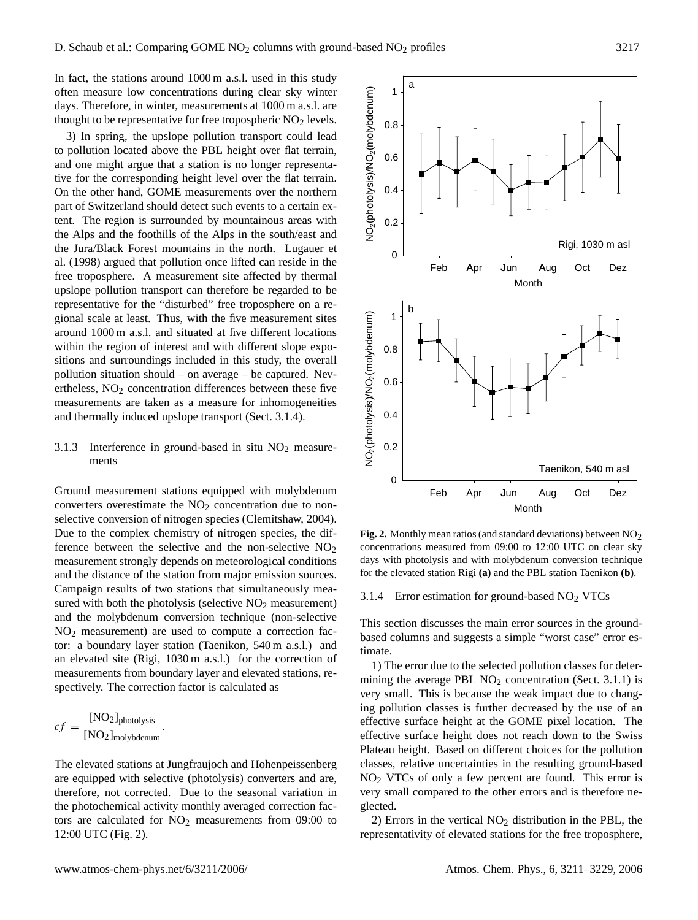In fact, the stations around 1000 m a.s.l. used in this study often measure low concentrations during clear sky winter days. Therefore, in winter, measurements at 1000 m a.s.l. are thought to be representative for free tropospheric $NO_2$ levels.

3) In spring, the upslope pollution transport could lead to pollution located above the PBL height over flat terrain, and one might argue that a station is no longer representative for the corresponding height level over the flat terrain. On the other hand, GOME measurements over the northern part of Switzerland should detect such events to a certain extent. The region is surrounded by mountainous areas with the Alps and the foothills of the Alps in the south/east and the Jura/Black Forest mountains in the north. Lugauer et al. (1998) argued that pollution once lifted can reside in the free troposphere. A measurement site affected by thermal upslope pollution transport can therefore be regarded to be representative for the "disturbed" free troposphere on a regional scale at least. Thus, with the five measurement sites around 1000 m a.s.l. and situated at five different locations within the region of interest and with different slope expositions and surroundings included in this study, the overall pollution situation should – on average – be captured. Nevertheless, $NO_2$ concentration differences between these five measurements are taken as a measure for inhomogeneities and thermally induced upslope transport (Sect. 3.1.4).

### 3.1.3 Interference in ground-based in situ $NO_2$ measurements

Ground measurement stations equipped with molybdenum converters overestimate the $NO_2$ concentration due to non-selective conversion of nitrogen species (Clemitshaw, 2004). Due to the complex chemistry of nitrogen species, the difference between the selective and the non-selective $NO_2$ measurement strongly depends on meteorological conditions and the distance of the station from major emission sources. Campaign results of two stations that simultaneously measured with both the photolysis (selective $NO_2$ measurement) and the molybdenum conversion technique (non-selective $NO_2$ measurement) are used to compute a correction factor: a boundary layer station (Taenikon, 540 m a.s.l.) and an elevated site (Rigi, 1030 m a.s.l.) for the correction of measurements from boundary layer and elevated stations, respectively. The correction factor is calculated as

$$cf = \frac{[NO_2]_{\text{photolysis}}}{[NO_2]_{\text{molybdenum}}}.$$

The elevated stations at Jungfraujoch and Hohenpeissenberg are equipped with selective (photolysis) converters and are, therefore, not corrected. Due to the seasonal variation in the photochemical activity monthly averaged correction factors are calculated for $NO_2$ measurements from 09:00 to 12:00 UTC (Fig. 2).

**Fig. 2.** Monthly mean ratios (and standard deviations) between $NO_2$ concentrations measured from 09:00 to 12:00 UTC on clear sky days with photolysis and with molybdenum conversion technique for the elevated station Rigi **(a)** and the PBL station Taenikon **(b)**.

### 3.1.4 Error estimation for ground-based $NO_2$ VTCs

This section discusses the main error sources in the ground-based columns and suggests a simple "worst case" error estimate.

1) The error due to the selected pollution classes for determining the average PBL $NO_2$ concentration (Sect. 3.1.1) is very small. This is because the weak impact due to changing pollution classes is further decreased by the use of an effective surface height at the GOME pixel location. The effective surface height does not reach down to the Swiss Plateau height. Based on different choices for the pollution classes, relative uncertainties in the resulting ground-based $NO_2$ VTCs of only a few percent are found. This error is very small compared to the other errors and is therefore neglected.

2) Errors in the vertical $NO_2$ distribution in the PBL, the representativity of elevated stations for the free troposphere,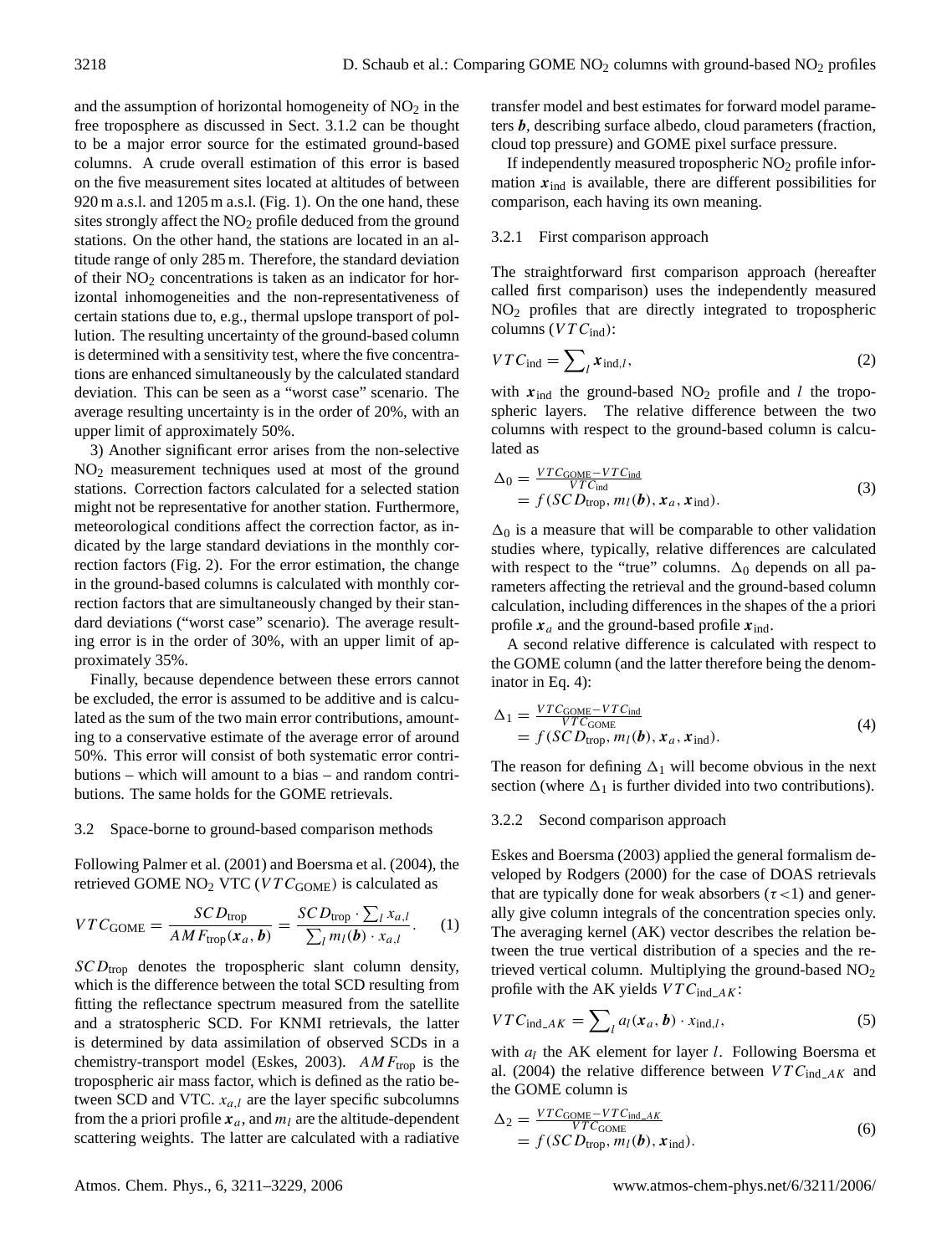and the assumption of horizontal homogeneity of $NO_2$ in the free troposphere as discussed in Sect. 3.1.2 can be thought to be a major error source for the estimated ground-based columns. A crude overall estimation of this error is based on the five measurement sites located at altitudes of between 920 m a.s.l. and 1205 m a.s.l. (Fig. 1). On the one hand, these sites strongly affect the $NO_2$ profile deduced from the ground stations. On the other hand, the stations are located in an altitude range of only 285 m. Therefore, the standard deviation of their $NO_2$ concentrations is taken as an indicator for horizontal inhomogeneities and the non-representativeness of certain stations due to, e.g., thermal upslope transport of pollution. The resulting uncertainty of the ground-based column is determined with a sensitivity test, where the five concentrations are enhanced simultaneously by the calculated standard deviation. This can be seen as a "worst case" scenario. The average resulting uncertainty is in the order of 20%, with an upper limit of approximately 50%.

3) Another significant error arises from the non-selective $NO_2$ measurement techniques used at most of the ground stations. Correction factors calculated for a selected station might not be representative for another station. Furthermore, meteorological conditions affect the correction factor, as indicated by the large standard deviations in the monthly correction factors (Fig. 2). For the error estimation, the change in the ground-based columns is calculated with monthly correction factors that are simultaneously changed by their standard deviations ("worst case" scenario). The average resulting error is in the order of 30%, with an upper limit of approximately 35%.

Finally, because dependence between these errors cannot be excluded, the error is assumed to be additive and is calculated as the sum of the two main error contributions, amounting to a conservative estimate of the average error of around 50%. This error will consist of both systematic error contributions – which will amount to a bias – and random contributions. The same holds for the GOME retrievals.

### 3.2 Space-borne to ground-based comparison methods

Following Palmer et al. (2001) and Boersma et al. (2004), the retrieved GOME $NO_2$ VTC ($VTC_{\mathrm{GOME}}$) is calculated as

$$VTC_{\mathrm{GOME}} = \frac{SCD_{\mathrm{trop}}}{AMF_{\mathrm{trop}}(\boldsymbol{x}_a, \boldsymbol{b})} = \frac{SCD_{\mathrm{trop}} \cdot \sum_l x_{a,l}}{\sum_l m_l(\boldsymbol{b}) \cdot x_{a,l}}. \quad (1)$$

$SCD_{\mathrm{trop}}$ denotes the tropospheric slant column density, which is the difference between the total SCD resulting from fitting the reflectance spectrum measured from the satellite and a stratospheric SCD. For KNMI retrievals, the latter is determined by data assimilation of observed SCDs in a chemistry-transport model (Eskes, 2003). $AMF_{\mathrm{trop}}$ is the tropospheric air mass factor, which is defined as the ratio between SCD and VTC. $x_{a,l}$ are the layer specific subcolumns from the a priori profile $\boldsymbol{x}_a$, and $m_l$ are the altitude-dependent scattering weights. The latter are calculated with a radiative transfer model and best estimates for forward model parameters $\boldsymbol{b}$, describing surface albedo, cloud parameters (fraction, cloud top pressure) and GOME pixel surface pressure.

If independently measured tropospheric $NO_2$ profile information $\boldsymbol{x}_{\mathrm{ind}}$ is available, there are different possibilities for comparison, each having its own meaning.

#### 3.2.1 First comparison approach

The straightforward first comparison approach (hereafter called first comparison) uses the independently measured $NO_2$ profiles that are directly integrated to tropospheric columns ($VTC_{\mathrm{ind}}$):

$$VTC_{\mathrm{ind}} = \sum_l \boldsymbol{x}_{\mathrm{ind},l}, \quad (2)$$

with $\boldsymbol{x}_{\mathrm{ind}}$ the ground-based $NO_2$ profile and $l$ the tropospheric layers. The relative difference between the two columns with respect to the ground-based column is calculated as

$$\begin{aligned} \Delta_0 &= \frac{VTC_{\mathrm{GOME}} - VTC_{\mathrm{ind}}}{VTC_{\mathrm{ind}}} \\ &= f(SCD_{\mathrm{trop}}, m_l(\boldsymbol{b}), \boldsymbol{x}_a, \boldsymbol{x}_{\mathrm{ind}}). \end{aligned} \quad (3)$$

$\Delta_0$ is a measure that will be comparable to other validation studies where, typically, relative differences are calculated with respect to the "true" columns. $\Delta_0$ depends on all parameters affecting the retrieval and the ground-based column calculation, including differences in the shapes of the a priori profile $\boldsymbol{x}_a$ and the ground-based profile $\boldsymbol{x}_{\mathrm{ind}}$.

A second relative difference is calculated with respect to the GOME column (and the latter therefore being the denominator in Eq. 4):

$$\begin{aligned} \Delta_1 &= \frac{VTC_{\mathrm{GOME}} - VTC_{\mathrm{ind}}}{VTC_{\mathrm{GOME}}} \\ &= f(SCD_{\mathrm{trop}}, m_l(\boldsymbol{b}), \boldsymbol{x}_a, \boldsymbol{x}_{\mathrm{ind}}). \end{aligned} \quad (4)$$

The reason for defining $\Delta_1$ will become obvious in the next section (where $\Delta_1$ is further divided into two contributions).

#### 3.2.2 Second comparison approach

Eskes and Boersma (2003) applied the general formalism developed by Rodgers (2000) for the case of DOAS retrievals that are typically done for weak absorbers ($\tau < 1$) and generally give column integrals of the concentration species only. The averaging kernel (AK) vector describes the relation between the true vertical distribution of a species and the retrieved vertical column. Multiplying the ground-based $NO_2$ profile with the AK yields $VTC_{\mathrm{ind\_}AK}$:

$$VTC_{\mathrm{ind\_}AK} = \sum_l a_l(\boldsymbol{x}_a, \boldsymbol{b}) \cdot x_{\mathrm{ind},l}, \quad (5)$$

with $a_l$ the AK element for layer $l$. Following Boersma et al. (2004) the relative difference between $VTC_{\mathrm{ind\_}AK}$ and the GOME column is

$$\begin{aligned} \Delta_2 &= \frac{VTC_{\mathrm{GOME}} - VTC_{\mathrm{ind\_}AK}}{VTC_{\mathrm{GOME}}} \\ &= f(SCD_{\mathrm{trop}}, m_l(\boldsymbol{b}), \boldsymbol{x}_{\mathrm{ind}}). \end{aligned} \quad (6)$$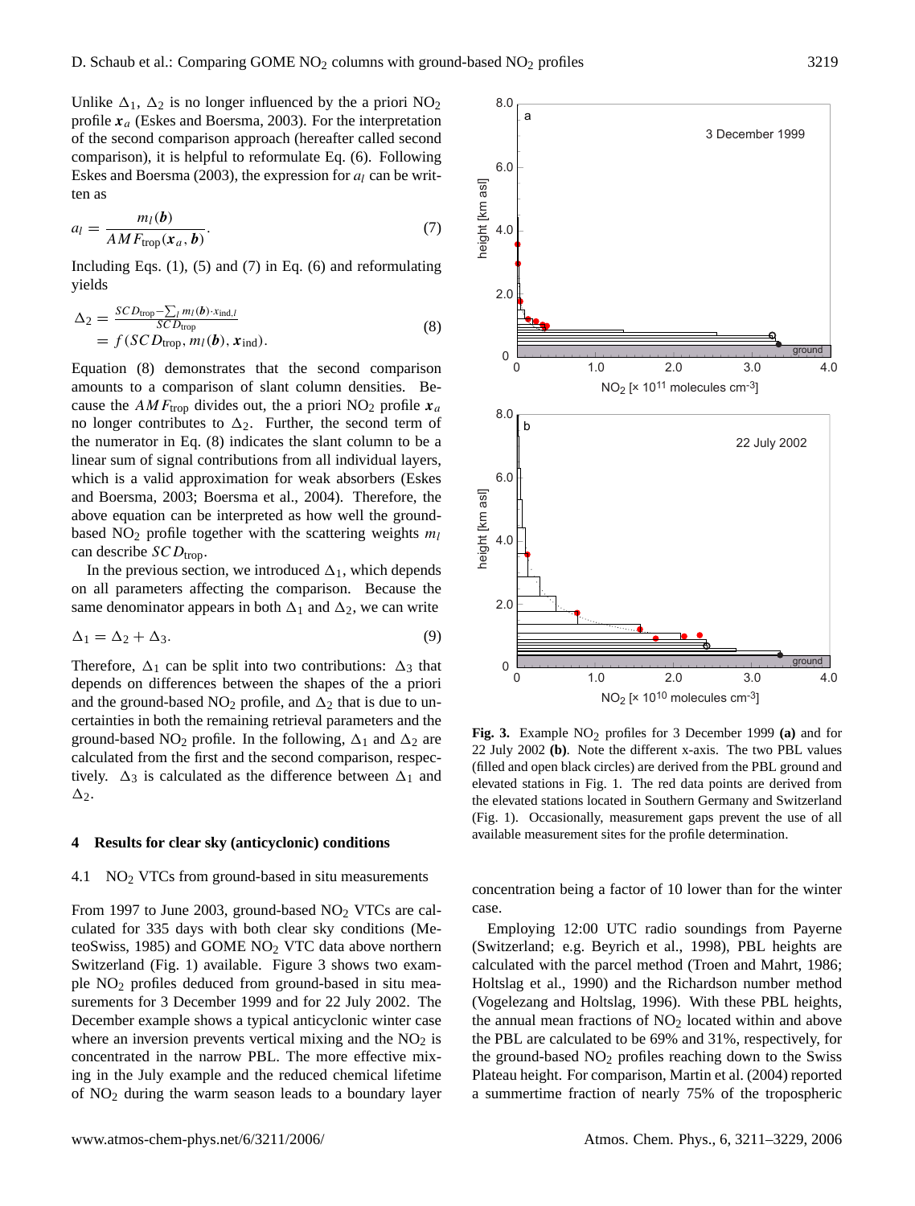Unlike $\Delta_1$, $\Delta_2$ is no longer influenced by the a priori $NO_2$ profile $\boldsymbol{x}_a$ (Eskes and Boersma, 2003). For the interpretation of the second comparison approach (hereafter called second comparison), it is helpful to reformulate Eq. (6). Following Eskes and Boersma (2003), the expression for $a_l$ can be written as

$$a_l = \frac{m_l(\boldsymbol{b})}{AMF_{\mathrm{trop}}(\boldsymbol{x}_a, \boldsymbol{b})}. \quad (7)$$

Including Eqs. (1), (5) and (7) in Eq. (6) and reformulating yields

$$\begin{aligned} \Delta_2 &= \frac{SCD_{\mathrm{trop}} - \sum_l m_l(\boldsymbol{b}) \cdot x_{\mathrm{ind},l}}{SCD_{\mathrm{trop}}} \\ &= f(SCD_{\mathrm{trop}}, m_l(\boldsymbol{b}), \boldsymbol{x}_{\mathrm{ind}}). \end{aligned} \quad (8)$$

Equation (8) demonstrates that the second comparison amounts to a comparison of slant column densities. Because the $AMF_{\mathrm{trop}}$ divides out, the a priori $NO_2$ profile $\boldsymbol{x}_a$ no longer contributes to $\Delta_2$. Further, the second term of the numerator in Eq. (8) indicates the slant column to be a linear sum of signal contributions from all individual layers, which is a valid approximation for weak absorbers (Eskes and Boersma, 2003; Boersma et al., 2004). Therefore, the above equation can be interpreted as how well the ground-based $NO_2$ profile together with the scattering weights $m_l$ can describe $SCD_{\mathrm{trop}}$.

In the previous section, we introduced $\Delta_1$, which depends on all parameters affecting the comparison. Because the same denominator appears in both $\Delta_1$ and $\Delta_2$, we can write

$$\Delta_1 = \Delta_2 + \Delta_3. \quad (9)$$

Therefore, $\Delta_1$ can be split into two contributions: $\Delta_3$ that depends on differences between the shapes of the a priori and the ground-based $NO_2$ profile, and $\Delta_2$ that is due to uncertainties in both the remaining retrieval parameters and the ground-based $NO_2$ profile. In the following, $\Delta_1$ and $\Delta_2$ are calculated from the first and the second comparison, respectively. $\Delta_3$ is calculated as the difference between $\Delta_1$ and $\Delta_2$.

## 4 Results for clear sky (anticyclonic) conditions

### 4.1 $NO_2$ VTCs from ground-based in situ measurements

From 1997 to June 2003, ground-based $NO_2$ VTCs are calculated for 335 days with both clear sky conditions (MeteoSwiss, 1985) and GOME $NO_2$ VTC data above northern Switzerland (Fig. 1) available. Figure 3 shows two example $NO_2$ profiles deduced from ground-based in situ measurements for 3 December 1999 and for 22 July 2002. The December example shows a typical anticyclonic winter case where an inversion prevents vertical mixing and the $NO_2$ is concentrated in the narrow PBL. The more effective mixing in the July example and the reduced chemical lifetime of $NO_2$ during the warm season leads to a boundary layer concentration being a factor of 10 lower than for the winter case.

**Fig. 3.** Example $NO_2$ profiles for 3 December 1999 **(a)** and for 22 July 2002 **(b)**. Note the different x-axis. The two PBL values (filled and open black circles) are derived from the PBL ground and elevated stations in Fig. 1. The red data points are derived from the elevated stations located in Southern Germany and Switzerland (Fig. 1). Occasionally, measurement gaps prevent the use of all available measurement sites for the profile determination.

Employing 12:00 UTC radio soundings from Payerne (Switzerland; e.g. Beyrich et al., 1998), PBL heights are calculated with the parcel method (Troen and Mahrt, 1986; Holtslag et al., 1990) and the Richardson number method (Vogelezang and Holtslag, 1996). With these PBL heights, the annual mean fractions of $NO_2$ located within and above the PBL are calculated to be 69% and 31%, respectively, for the ground-based $NO_2$ profiles reaching down to the Swiss Plateau height. For comparison, Martin et al. (2004) reported a summertime fraction of nearly 75% of the tropospheric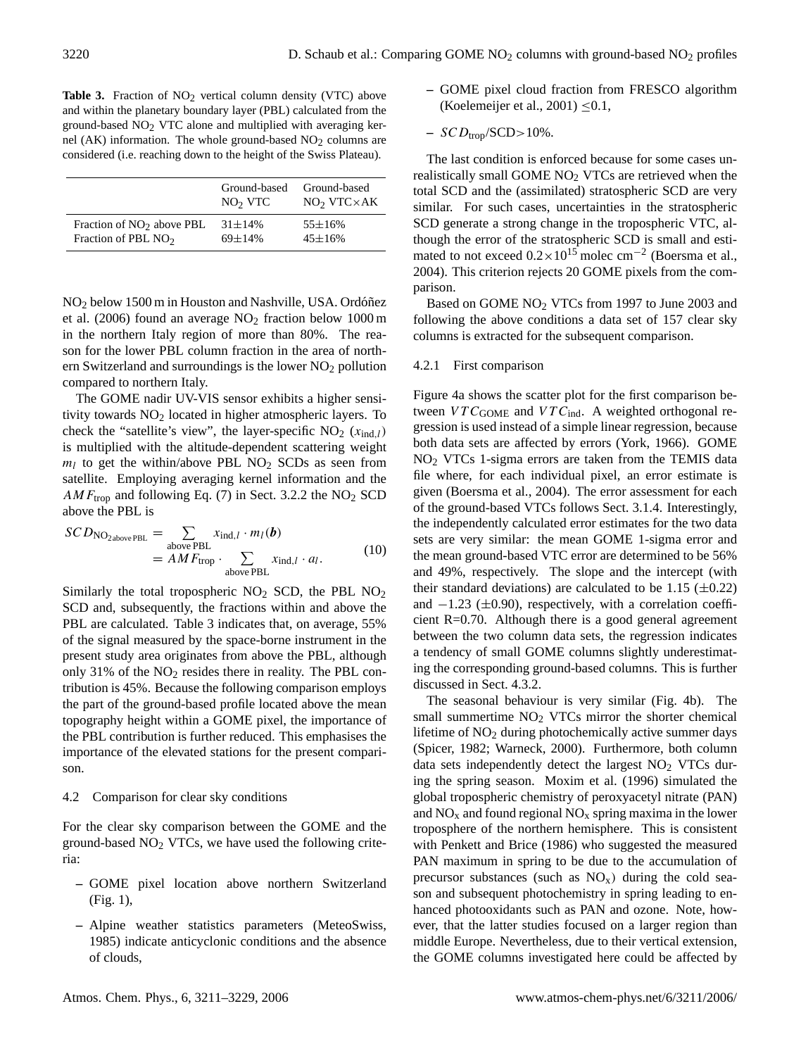**Table 3.** Fraction of $NO_2$ vertical column density (VTC) above and within the planetary boundary layer (PBL) calculated from the ground-based $NO_2$ VTC alone and multiplied with averaging kernel (AK) information. The whole ground-based $NO_2$ columns are considered (i.e. reaching down to the height of the Swiss Plateau).

| | Ground-based $NO_2$ VTC | Ground-based $NO_2$ VTC×AK |
|---|---|---|
| Fraction of $NO_2$ above PBL | 31±14% | 55±16% |
| Fraction of PBL $NO_2$ | 69±14% | 45±16% |

$NO_2$ below 1500 m in Houston and Nashville, USA. Ordóñez et al. (2006) found an average $NO_2$ fraction below 1000 m in the northern Italy region of more than 80%. The reason for the lower PBL column fraction in the area of northern Switzerland and surroundings is the lower $NO_2$ pollution compared to northern Italy.

The GOME nadir UV-VIS sensor exhibits a higher sensitivity towards $NO_2$ located in higher atmospheric layers. To check the "satellite's view", the layer-specific $NO_2$ ($x_{\mathrm{ind},l}$) is multiplied with the altitude-dependent scattering weight $m_l$ to get the within/above PBL $NO_2$ SCDs as seen from satellite. Employing averaging kernel information and the $AMF_{\mathrm{trop}}$ and following Eq. (7) in Sect. 3.2.2 the $NO_2$ SCD above the PBL is

$$SCD_{\mathrm{NO_2 above\,PBL}} = \sum_{\text{above PBL}} x_{\mathrm{ind},l} \cdot m_l(\boldsymbol{b}) = AMF_{\mathrm{trop}} \cdot \sum_{\text{above PBL}} x_{\mathrm{ind},l} \cdot a_l. \tag{10}$$

Similarly the total tropospheric $NO_2$ SCD, the PBL $NO_2$ SCD and, subsequently, the fractions within and above the PBL are calculated. Table 3 indicates that, on average, 55% of the signal measured by the space-borne instrument in the present study area originates from above the PBL, although only 31% of the $NO_2$ resides there in reality. The PBL contribution is 45%. Because the following comparison employs the part of the ground-based profile located above the mean topography height within a GOME pixel, the importance of the PBL contribution is further reduced. This emphasises the importance of the elevated stations for the present comparison.

### 4.2 Comparison for clear sky conditions

For the clear sky comparison between the GOME and the ground-based $NO_2$ VTCs, we have used the following criteria:

- GOME pixel location above northern Switzerland (Fig. 1),
- Alpine weather statistics parameters (MeteoSwiss, 1985) indicate anticyclonic conditions and the absence of clouds,
- GOME pixel cloud fraction from FRESCO algorithm (Koelemeijer et al., 2001) ≤0.1,
- $SCD_{\mathrm{trop}}$/SCD>10%.

The last condition is enforced because for some cases unrealistically small GOME $NO_2$ VTCs are retrieved when the total SCD and the (assimilated) stratospheric SCD are very similar. For such cases, uncertainties in the stratospheric SCD generate a strong change in the tropospheric VTC, although the error of the stratospheric SCD is small and estimated to not exceed $0.2\times10^{15}$ molec cm$^{-2}$ (Boersma et al., 2004). This criterion rejects 20 GOME pixels from the comparison.

Based on GOME $NO_2$ VTCs from 1997 to June 2003 and following the above conditions a data set of 157 clear sky columns is extracted for the subsequent comparison.

#### 4.2.1 First comparison

Figure 4a shows the scatter plot for the first comparison between $VTC_{\mathrm{GOME}}$ and $VTC_{\mathrm{ind}}$. A weighted orthogonal regression is used instead of a simple linear regression, because both data sets are affected by errors (York, 1966). GOME $NO_2$ VTCs 1-sigma errors are taken from the TEMIS data file where, for each individual pixel, an error estimate is given (Boersma et al., 2004). The error assessment for each of the ground-based VTCs follows Sect. 3.1.4. Interestingly, the independently calculated error estimates for the two data sets are very similar: the mean GOME 1-sigma error and the mean ground-based VTC error are determined to be 56% and 49%, respectively. The slope and the intercept (with their standard deviations) are calculated to be 1.15 (±0.22) and −1.23 (±0.90), respectively, with a correlation coefficient R=0.70. Although there is a good general agreement between the two column data sets, the regression indicates a tendency of small GOME columns slightly underestimating the corresponding ground-based columns. This is further discussed in Sect. 4.3.2.

The seasonal behaviour is very similar (Fig. 4b). The small summertime $NO_2$ VTCs mirror the shorter chemical lifetime of $NO_2$ during photochemically active summer days (Spicer, 1982; Warneck, 2000). Furthermore, both column data sets independently detect the largest $NO_2$ VTCs during the spring season. Moxim et al. (1996) simulated the global tropospheric chemistry of peroxyacetyl nitrate (PAN) and $NO_x$ and found regional $NO_x$ spring maxima in the lower troposphere of the northern hemisphere. This is consistent with Penkett and Brice (1986) who suggested the measured PAN maximum in spring to be due to the accumulation of precursor substances (such as $NO_x$) during the cold season and subsequent photochemistry in spring leading to enhanced photooxidants such as PAN and ozone. Note, however, that the latter studies focused on a larger region than middle Europe. Nevertheless, due to their vertical extension, the GOME columns investigated here could be affected by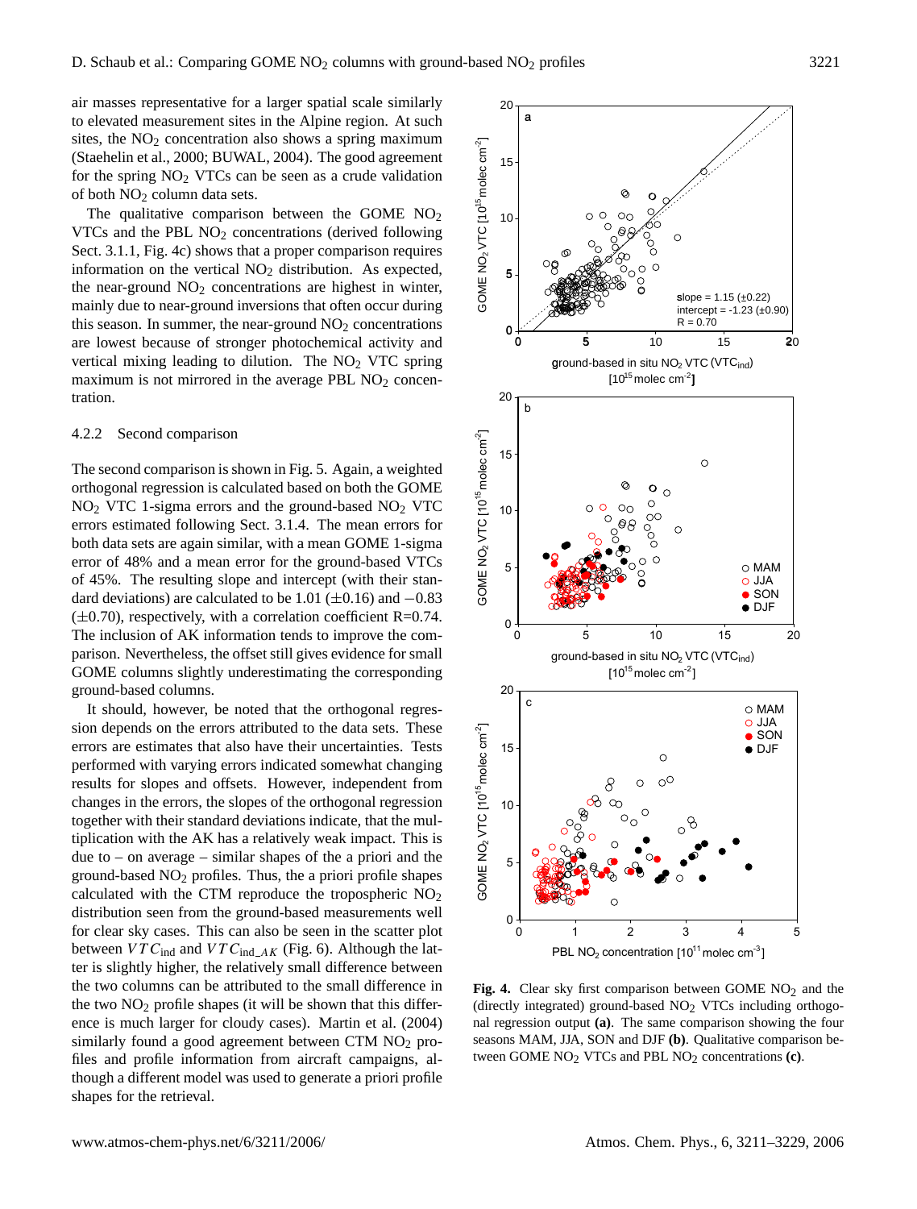air masses representative for a larger spatial scale similarly to elevated measurement sites in the Alpine region. At such sites, the $NO_2$ concentration also shows a spring maximum (Staehelin et al., 2000; BUWAL, 2004). The good agreement for the spring $NO_2$ VTCs can be seen as a crude validation of both $NO_2$ column data sets.

The qualitative comparison between the GOME $NO_2$ VTCs and the PBL $NO_2$ concentrations (derived following Sect. 3.1.1, Fig. 4c) shows that a proper comparison requires information on the vertical $NO_2$ distribution. As expected, the near-ground $NO_2$ concentrations are highest in winter, mainly due to near-ground inversions that often occur during this season. In summer, the near-ground $NO_2$ concentrations are lowest because of stronger photochemical activity and vertical mixing leading to dilution. The $NO_2$ VTC spring maximum is not mirrored in the average PBL $NO_2$ concentration.

#### 4.2.2 Second comparison

The second comparison is shown in Fig. 5. Again, a weighted orthogonal regression is calculated based on both the GOME $NO_2$ VTC 1-sigma errors and the ground-based $NO_2$ VTC errors estimated following Sect. 3.1.4. The mean errors for both data sets are again similar, with a mean GOME 1-sigma error of 48% and a mean error for the ground-based VTCs of 45%. The resulting slope and intercept (with their standard deviations) are calculated to be 1.01 ($\pm$0.16) and $-0.83$ ($\pm$0.70), respectively, with a correlation coefficient R=0.74. The inclusion of AK information tends to improve the comparison. Nevertheless, the offset still gives evidence for small GOME columns slightly underestimating the corresponding ground-based columns.

It should, however, be noted that the orthogonal regression depends on the errors attributed to the data sets. These errors are estimates that also have their uncertainties. Tests performed with varying errors indicated somewhat changing results for slopes and offsets. However, independent from changes in the errors, the slopes of the orthogonal regression together with their standard deviations indicate, that the multiplication with the AK has a relatively weak impact. This is due to – on average – similar shapes of the a priori and the ground-based $NO_2$ profiles. Thus, the a priori profile shapes calculated with the CTM reproduce the tropospheric $NO_2$ distribution seen from the ground-based measurements well for clear sky cases. This can also be seen in the scatter plot between $VTC_{\text{ind}}$ and $VTC_{\text{ind\_}AK}$ (Fig. 6). Although the latter is slightly higher, the relatively small difference between the two columns can be attributed to the small difference in the two $NO_2$ profile shapes (it will be shown that this difference is much larger for cloudy cases). Martin et al. (2004) similarly found a good agreement between CTM $NO_2$ profiles and profile information from aircraft campaigns, although a different model was used to generate a priori profile shapes for the retrieval.

**Fig. 4.** Clear sky first comparison between GOME $NO_2$ and the (directly integrated) ground-based $NO_2$ VTCs including orthogonal regression output **(a)**. The same comparison showing the four seasons MAM, JJA, SON and DJF **(b)**. Qualitative comparison between GOME $NO_2$ VTCs and PBL $NO_2$ concentrations **(c)**.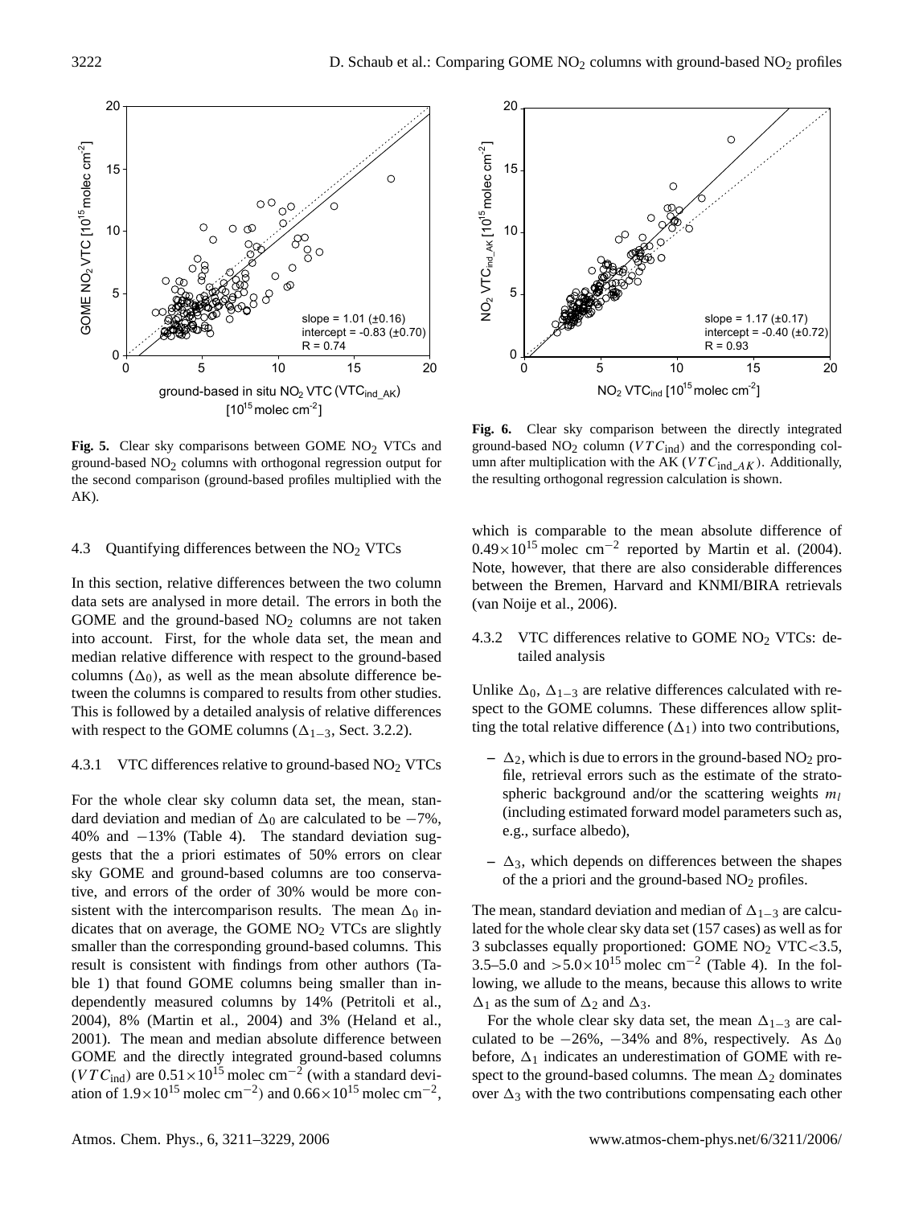Fig. 5. Clear sky comparisons between GOME $NO_2$ VTCs and ground-based $NO_2$ columns with orthogonal regression output for the second comparison (ground-based profiles multiplied with the AK).

Fig. 6. Clear sky comparison between the directly integrated ground-based $NO_2$ column ($VTC_{ind}$) and the corresponding column after multiplication with the AK ($VTC_{ind\_AK}$). Additionally, the resulting orthogonal regression calculation is shown.

### 4.3 Quantifying differences between the $NO_2$ VTCs

In this section, relative differences between the two column data sets are analysed in more detail. The errors in both the GOME and the ground-based $NO_2$ columns are not taken into account. First, for the whole data set, the mean and median relative difference with respect to the ground-based columns ($\Delta_0$), as well as the mean absolute difference between the columns is compared to results from other studies. This is followed by a detailed analysis of relative differences with respect to the GOME columns ($\Delta_{1-3}$, Sect. 3.2.2).

#### 4.3.1 VTC differences relative to ground-based $NO_2$ VTCs

For the whole clear sky column data set, the mean, standard deviation and median of $\Delta_0$ are calculated to be −7%, 40% and −13% (Table 4). The standard deviation suggests that the a priori estimates of 50% errors on clear sky GOME and ground-based columns are too conservative, and errors of the order of 30% would be more consistent with the intercomparison results. The mean $\Delta_0$ indicates that on average, the GOME $NO_2$ VTCs are slightly smaller than the corresponding ground-based columns. This result is consistent with findings from other authors (Table 1) that found GOME columns being smaller than independently measured columns by 14% (Petritoli et al., 2004), 8% (Martin et al., 2004) and 3% (Heland et al., 2001). The mean and median absolute difference between GOME and the directly integrated ground-based columns ($VTC_{ind}$) are $0.51\times10^{15}$ molec cm$^{-2}$ (with a standard deviation of $1.9\times10^{15}$ molec cm$^{-2}$) and $0.66\times10^{15}$ molec cm$^{-2}$, which is comparable to the mean absolute difference of $0.49\times10^{15}$ molec cm$^{-2}$ reported by Martin et al. (2004). Note, however, that there are also considerable differences between the Bremen, Harvard and KNMI/BIRA retrievals (van Noije et al., 2006).

#### 4.3.2 VTC differences relative to GOME $NO_2$ VTCs: detailed analysis

Unlike $\Delta_0$, $\Delta_{1-3}$ are relative differences calculated with respect to the GOME columns. These differences allow splitting the total relative difference ($\Delta_1$) into two contributions,

- $\Delta_2$, which is due to errors in the ground-based $NO_2$ profile, retrieval errors such as the estimate of the stratospheric background and/or the scattering weights $m_l$ (including estimated forward model parameters such as, e.g., surface albedo),
- $\Delta_3$, which depends on differences between the shapes of the a priori and the ground-based $NO_2$ profiles.

The mean, standard deviation and median of $\Delta_{1-3}$ are calculated for the whole clear sky data set (157 cases) as well as for 3 subclasses equally proportioned: GOME $NO_2$ VTC<3.5, 3.5–5.0 and $>5.0\times10^{15}$ molec cm$^{-2}$ (Table 4). In the following, we allude to the means, because this allows to write $\Delta_1$ as the sum of $\Delta_2$ and $\Delta_3$.

For the whole clear sky data set, the mean $\Delta_{1-3}$ are calculated to be −26%, −34% and 8%, respectively. As $\Delta_0$ before, $\Delta_1$ indicates an underestimation of GOME with respect to the ground-based columns. The mean $\Delta_2$ dominates over $\Delta_3$ with the two contributions compensating each other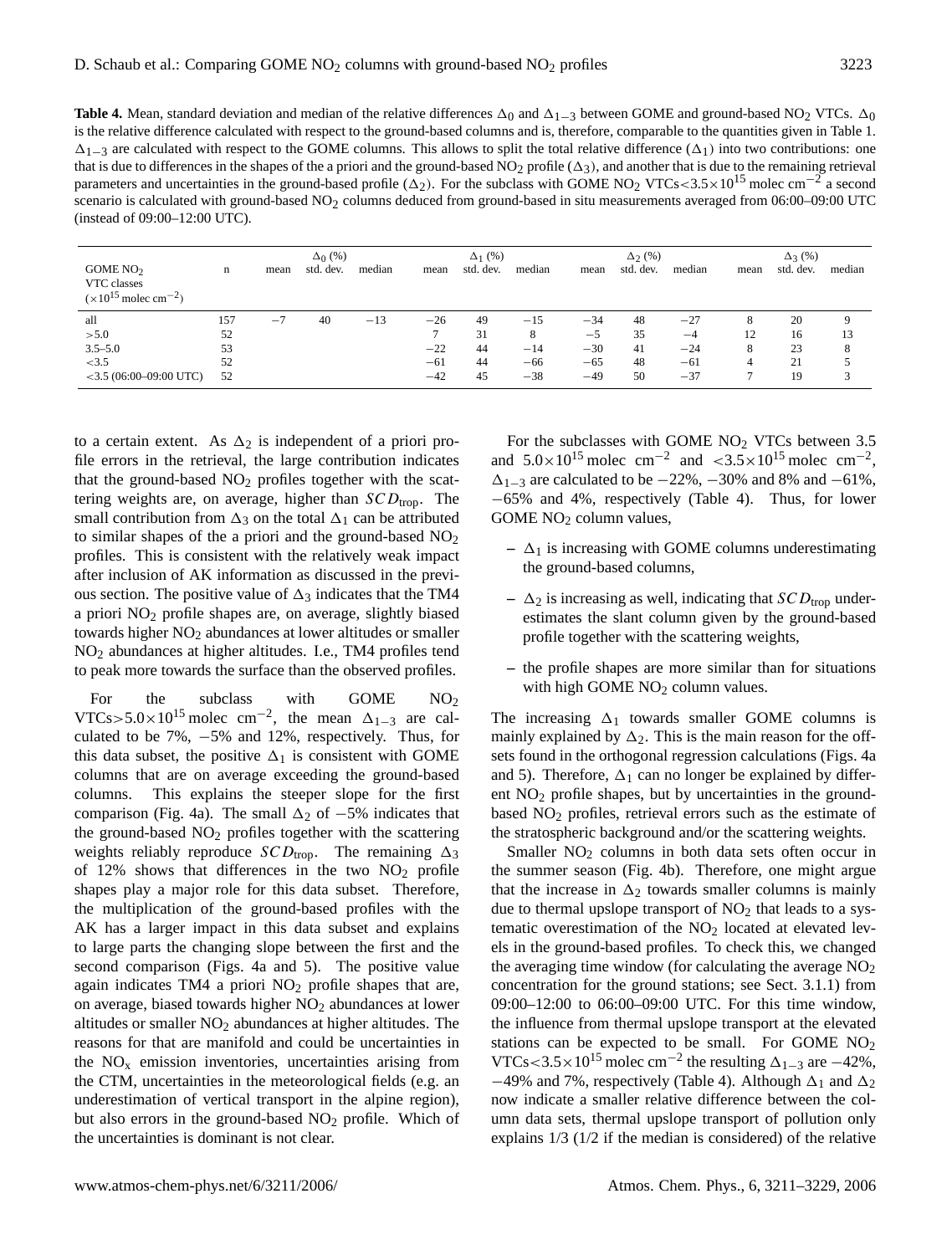**Table 4.** Mean, standard deviation and median of the relative differences $\Delta_0$ and $\Delta_{1-3}$ between GOME and ground-based $NO_2$ VTCs. $\Delta_0$ is the relative difference calculated with respect to the ground-based columns and is, therefore, comparable to the quantities given in Table 1. $\Delta_{1-3}$ are calculated with respect to the GOME columns. This allows to split the total relative difference ($\Delta_1$) into two contributions: one that is due to differences in the shapes of the a priori and the ground-based $NO_2$ profile ($\Delta_3$), and another that is due to the remaining retrieval parameters and uncertainties in the ground-based profile ($\Delta_2$). For the subclass with GOME $NO_2$ VTCs$<3.5\times10^{15}$ molec cm$^{-2}$ a second scenario is calculated with ground-based $NO_2$ columns deduced from ground-based in situ measurements averaged from 06:00–09:00 UTC (instead of 09:00–12:00 UTC).

| GOME $NO_2$ VTC classes ($\times10^{15}$ molec cm$^{-2}$) | n | $\Delta_0$ (%) mean | $\Delta_0$ (%) std. dev. | $\Delta_0$ (%) median | $\Delta_1$ (%) mean | $\Delta_1$ (%) std. dev. | $\Delta_1$ (%) median | $\Delta_2$ (%) mean | $\Delta_2$ (%) std. dev. | $\Delta_2$ (%) median | $\Delta_3$ (%) mean | $\Delta_3$ (%) std. dev. | $\Delta_3$ (%) median |
|---|---|---|---|---|---|---|---|---|---|---|---|---|---|
| all | 157 | −7 | 40 | −13 | −26 | 49 | −15 | −34 | 48 | −27 | 8 | 20 | 9 |
| >5.0 | 52 | | | | 7 | 31 | 8 | −5 | 35 | −4 | 12 | 16 | 13 |
| 3.5–5.0 | 53 | | | | −22 | 44 | −14 | −30 | 41 | −24 | 8 | 23 | 8 |
| <3.5 | 52 | | | | −61 | 44 | −66 | −65 | 48 | −61 | 4 | 21 | 5 |
| <3.5 (06:00–09:00 UTC) | 52 | | | | −42 | 45 | −38 | −49 | 50 | −37 | 7 | 19 | 3 |

to a certain extent. As $\Delta_2$ is independent of a priori profile errors in the retrieval, the large contribution indicates that the ground-based $NO_2$ profiles together with the scattering weights are, on average, higher than $SCD_{trop}$. The small contribution from $\Delta_3$ on the total $\Delta_1$ can be attributed to similar shapes of the a priori and the ground-based $NO_2$ profiles. This is consistent with the relatively weak impact after inclusion of AK information as discussed in the previous section. The positive value of $\Delta_3$ indicates that the TM4 a priori $NO_2$ profile shapes are, on average, slightly biased towards higher $NO_2$ abundances at lower altitudes or smaller $NO_2$ abundances at higher altitudes. I.e., TM4 profiles tend to peak more towards the surface than the observed profiles.

For the subclass with GOME $NO_2$ VTCs$>5.0\times10^{15}$ molec cm$^{-2}$, the mean $\Delta_{1-3}$ are calculated to be 7%, −5% and 12%, respectively. Thus, for this data subset, the positive $\Delta_1$ is consistent with GOME columns that are on average exceeding the ground-based columns. This explains the steeper slope for the first comparison (Fig. 4a). The small $\Delta_2$ of −5% indicates that the ground-based $NO_2$ profiles together with the scattering weights reliably reproduce $SCD_{trop}$. The remaining $\Delta_3$ of 12% shows that differences in the two $NO_2$ profile shapes play a major role for this data subset. Therefore, the multiplication of the ground-based profiles with the AK has a larger impact in this data subset and explains to large parts the changing slope between the first and the second comparison (Figs. 4a and 5). The positive value again indicates TM4 a priori $NO_2$ profile shapes that are, on average, biased towards higher $NO_2$ abundances at lower altitudes or smaller $NO_2$ abundances at higher altitudes. The reasons for that are manifold and could be uncertainties in the $NO_x$ emission inventories, uncertainties arising from the CTM, uncertainties in the meteorological fields (e.g. an underestimation of vertical transport in the alpine region), but also errors in the ground-based $NO_2$ profile. Which of the uncertainties is dominant is not clear.

For the subclasses with GOME $NO_2$ VTCs between 3.5 and $5.0\times10^{15}$ molec cm$^{-2}$ and $<3.5\times10^{15}$ molec cm$^{-2}$, $\Delta_{1-3}$ are calculated to be −22%, −30% and 8% and −61%, −65% and 4%, respectively (Table 4). Thus, for lower GOME $NO_2$ column values,

– $\Delta_1$ is increasing with GOME columns underestimating the ground-based columns,

– $\Delta_2$ is increasing as well, indicating that $SCD_{trop}$ underestimates the slant column given by the ground-based profile together with the scattering weights,

– the profile shapes are more similar than for situations with high GOME $NO_2$ column values.

The increasing $\Delta_1$ towards smaller GOME columns is mainly explained by $\Delta_2$. This is the main reason for the offsets found in the orthogonal regression calculations (Figs. 4a and 5). Therefore, $\Delta_1$ can no longer be explained by different $NO_2$ profile shapes, but by uncertainties in the ground-based $NO_2$ profiles, retrieval errors such as the estimate of the stratospheric background and/or the scattering weights.

Smaller $NO_2$ columns in both data sets often occur in the summer season (Fig. 4b). Therefore, one might argue that the increase in $\Delta_2$ towards smaller columns is mainly due to thermal upslope transport of $NO_2$ that leads to a systematic overestimation of the $NO_2$ located at elevated levels in the ground-based profiles. To check this, we changed the averaging time window (for calculating the average $NO_2$ concentration for the ground stations; see Sect. 3.1.1) from 09:00–12:00 to 06:00–09:00 UTC. For this time window, the influence from thermal upslope transport at the elevated stations can be expected to be small. For GOME $NO_2$ VTCs$<3.5\times10^{15}$ molec cm$^{-2}$ the resulting $\Delta_{1-3}$ are −42%, −49% and 7%, respectively (Table 4). Although $\Delta_1$ and $\Delta_2$ now indicate a smaller relative difference between the column data sets, thermal upslope transport of pollution only explains 1/3 (1/2 if the median is considered) of the relative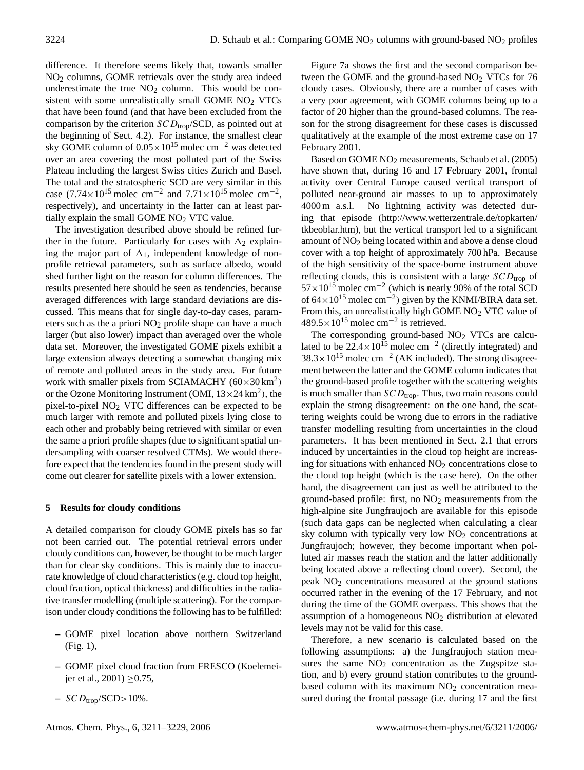difference. It therefore seems likely that, towards smaller $NO_2$ columns, GOME retrievals over the study area indeed underestimate the true $NO_2$ column. This would be consistent with some unrealistically small GOME $NO_2$ VTCs that have been found (and that have been excluded from the comparison by the criterion $SCD_{\text{trop}}$/SCD, as pointed out at the beginning of Sect. 4.2). For instance, the smallest clear sky GOME column of $0.05\times10^{15}$ molec cm$^{-2}$ was detected over an area covering the most polluted part of the Swiss Plateau including the largest Swiss cities Zurich and Basel. The total and the stratospheric SCD are very similar in this case ($7.74\times10^{15}$ molec cm$^{-2}$ and $7.71\times10^{15}$ molec cm$^{-2}$, respectively), and uncertainty in the latter can at least partially explain the small GOME $NO_2$ VTC value.

The investigation described above should be refined further in the future. Particularly for cases with $\Delta_2$ explaining the major part of $\Delta_1$, independent knowledge of non-profile retrieval parameters, such as surface albedo, would shed further light on the reason for column differences. The results presented here should be seen as tendencies, because averaged differences with large standard deviations are discussed. This means that for single day-to-day cases, parameters such as the a priori $NO_2$ profile shape can have a much larger (but also lower) impact than averaged over the whole data set. Moreover, the investigated GOME pixels exhibit a large extension always detecting a somewhat changing mix of remote and polluted areas in the study area. For future work with smaller pixels from SCIAMACHY ($60\times30$ km$^2$) or the Ozone Monitoring Instrument (OMI, $13\times24$ km$^2$), the pixel-to-pixel $NO_2$ VTC differences can be expected to be much larger with remote and polluted pixels lying close to each other and probably being retrieved with similar or even the same a priori profile shapes (due to significant spatial undersampling with coarser resolved CTMs). We would therefore expect that the tendencies found in the present study will come out clearer for satellite pixels with a lower extension.

## 5 Results for cloudy conditions

A detailed comparison for cloudy GOME pixels has so far not been carried out. The potential retrieval errors under cloudy conditions can, however, be thought to be much larger than for clear sky conditions. This is mainly due to inaccurate knowledge of cloud characteristics (e.g. cloud top height, cloud fraction, optical thickness) and difficulties in the radiative transfer modelling (multiple scattering). For the comparison under cloudy conditions the following has to be fulfilled:

- GOME pixel location above northern Switzerland (Fig. 1),
- GOME pixel cloud fraction from FRESCO (Koelemeijer et al., 2001) $\geq$0.75,
- $SCD_{\text{trop}}$/SCD>10%.

Figure 7a shows the first and the second comparison between the GOME and the ground-based $NO_2$ VTCs for 76 cloudy cases. Obviously, there are a number of cases with a very poor agreement, with GOME columns being up to a factor of 20 higher than the ground-based columns. The reason for the strong disagreement for these cases is discussed qualitatively at the example of the most extreme case on 17 February 2001.

Based on GOME $NO_2$ measurements, Schaub et al. (2005) have shown that, during 16 and 17 February 2001, frontal activity over Central Europe caused vertical transport of polluted near-ground air masses to up to approximately 4000 m a.s.l. No lightning activity was detected during that episode (http://www.wetterzentrale.de/topkarten/tkbeoblar.htm), but the vertical transport led to a significant amount of $NO_2$ being located within and above a dense cloud cover with a top height of approximately 700 hPa. Because of the high sensitivity of the space-borne instrument above reflecting clouds, this is consistent with a large $SCD_{\text{trop}}$ of $57\times10^{15}$ molec cm$^{-2}$ (which is nearly 90% of the total SCD of $64\times10^{15}$ molec cm$^{-2}$) given by the KNMI/BIRA data set. From this, an unrealistically high GOME $NO_2$ VTC value of $489.5\times10^{15}$ molec cm$^{-2}$ is retrieved.

The corresponding ground-based $NO_2$ VTCs are calculated to be $22.4\times10^{15}$ molec cm$^{-2}$ (directly integrated) and $38.3\times10^{15}$ molec cm$^{-2}$ (AK included). The strong disagreement between the latter and the GOME column indicates that the ground-based profile together with the scattering weights is much smaller than $SCD_{\text{trop}}$. Thus, two main reasons could explain the strong disagreement: on the one hand, the scattering weights could be wrong due to errors in the radiative transfer modelling resulting from uncertainties in the cloud parameters. It has been mentioned in Sect. 2.1 that errors induced by uncertainties in the cloud top height are increasing for situations with enhanced $NO_2$ concentrations close to the cloud top height (which is the case here). On the other hand, the disagreement can just as well be attributed to the ground-based profile: first, no $NO_2$ measurements from the high-alpine site Jungfraujoch are available for this episode (such data gaps can be neglected when calculating a clear sky column with typically very low $NO_2$ concentrations at Jungfraujoch; however, they become important when polluted air masses reach the station and the latter additionally being located above a reflecting cloud cover). Second, the peak $NO_2$ concentrations measured at the ground stations occurred rather in the evening of the 17 February, and not during the time of the GOME overpass. This shows that the assumption of a homogeneous $NO_2$ distribution at elevated levels may not be valid for this case.

Therefore, a new scenario is calculated based on the following assumptions: a) the Jungfraujoch station measures the same $NO_2$ concentration as the Zugspitze station, and b) every ground station contributes to the ground-based column with its maximum $NO_2$ concentration measured during the frontal passage (i.e. during 17 and the first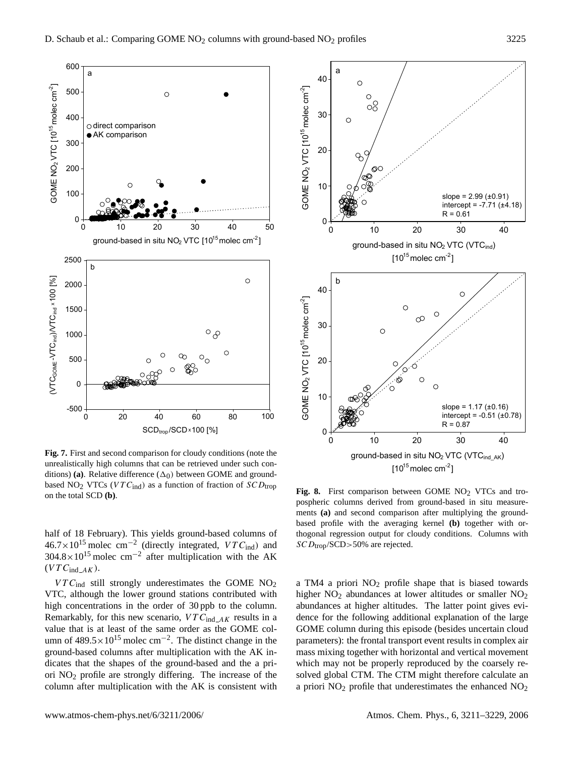**Fig. 7.** First and second comparison for cloudy conditions (note the unrealistically high columns that can be retrieved under such conditions) **(a)**. Relative difference ($\Delta_0$) between GOME and ground-based $NO_2$ VTCs ($VTC_{\text{ind}}$) as a function of fraction of $SCD_{\text{trop}}$ on the total SCD **(b)**.

**Fig. 8.** First comparison between GOME $NO_2$ VTCs and tropospheric columns derived from ground-based in situ measurements **(a)** and second comparison after multiplying the ground-based profile with the averaging kernel **(b)** together with orthogonal regression output for cloudy conditions. Columns with $SCD_{\text{trop}}$/SCD>50% are rejected.

half of 18 February). This yields ground-based columns of $46.7\times10^{15}$ molec cm$^{-2}$ (directly integrated, $VTC_{\text{ind}}$) and $304.8\times10^{15}$ molec cm$^{-2}$ after multiplication with the AK ($VTC_{\text{ind\_}AK}$).

$VTC_{\text{ind}}$ still strongly underestimates the GOME $NO_2$ VTC, although the lower ground stations contributed with high concentrations in the order of 30 ppb to the column. Remarkably, for this new scenario, $VTC_{\text{ind\_}AK}$ results in a value that is at least of the same order as the GOME column of $489.5\times10^{15}$ molec cm$^{-2}$. The distinct change in the ground-based columns after multiplication with the AK indicates that the shapes of the ground-based and the a priori $NO_2$ profile are strongly differing. The increase of the column after multiplication with the AK is consistent with a TM4 a priori $NO_2$ profile shape that is biased towards higher $NO_2$ abundances at lower altitudes or smaller $NO_2$ abundances at higher altitudes. The latter point gives evidence for the following additional explanation of the large GOME column during this episode (besides uncertain cloud parameters): the frontal transport event results in complex air mass mixing together with horizontal and vertical movement which may not be properly reproduced by the coarsely resolved global CTM. The CTM might therefore calculate an a priori $NO_2$ profile that underestimates the enhanced $NO_2$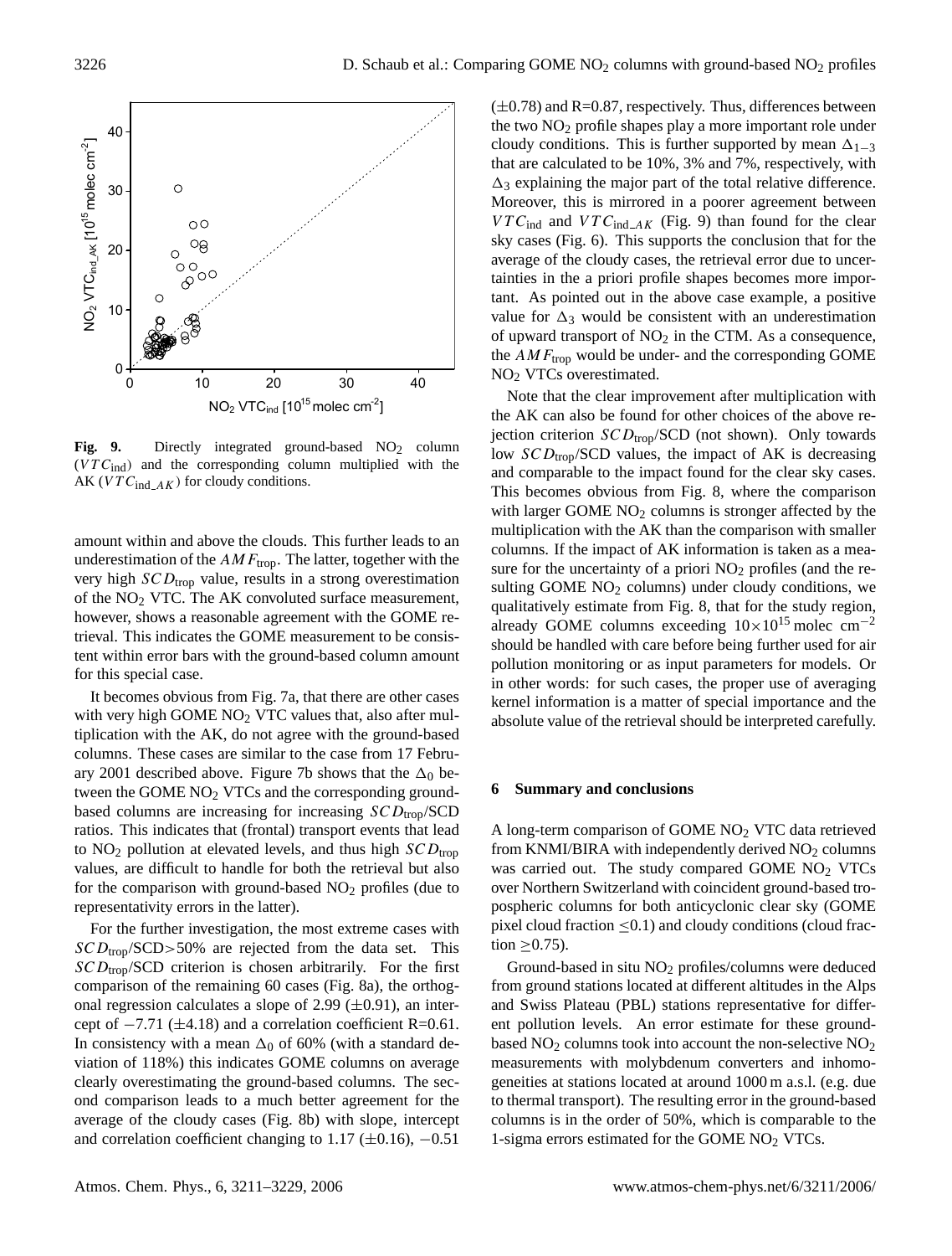**Fig. 9.** Directly integrated ground-based $NO_2$ column ($VTC_{ind}$) and the corresponding column multiplied with the AK ($VTC_{ind\_AK}$) for cloudy conditions.

amount within and above the clouds. This further leads to an underestimation of the $AMF_{trop}$. The latter, together with the very high $SCD_{trop}$ value, results in a strong overestimation of the $NO_2$ VTC. The AK convoluted surface measurement, however, shows a reasonable agreement with the GOME retrieval. This indicates the GOME measurement to be consistent within error bars with the ground-based column amount for this special case.

It becomes obvious from Fig. 7a, that there are other cases with very high GOME $NO_2$ VTC values that, also after multiplication with the AK, do not agree with the ground-based columns. These cases are similar to the case from 17 February 2001 described above. Figure 7b shows that the $\Delta_0$ between the GOME $NO_2$ VTCs and the corresponding ground-based columns are increasing for increasing $SCD_{trop}$/SCD ratios. This indicates that (frontal) transport events that lead to $NO_2$ pollution at elevated levels, and thus high $SCD_{trop}$ values, are difficult to handle for both the retrieval but also for the comparison with ground-based $NO_2$ profiles (due to representativity errors in the latter).

For the further investigation, the most extreme cases with $SCD_{trop}$/SCD>50% are rejected from the data set. This $SCD_{trop}$/SCD criterion is chosen arbitrarily. For the first comparison of the remaining 60 cases (Fig. 8a), the orthogonal regression calculates a slope of 2.99 ($\pm$0.91), an intercept of $-7.71$ ($\pm$4.18) and a correlation coefficient R=0.61. In consistency with a mean $\Delta_0$ of 60% (with a standard deviation of 118%) this indicates GOME columns on average clearly overestimating the ground-based columns. The second comparison leads to a much better agreement for the average of the cloudy cases (Fig. 8b) with slope, intercept and correlation coefficient changing to 1.17 ($\pm$0.16), $-0.51$ ($\pm$0.78) and R=0.87, respectively. Thus, differences between the two $NO_2$ profile shapes play a more important role under cloudy conditions. This is further supported by mean $\Delta_{1-3}$ that are calculated to be 10%, 3% and 7%, respectively, with $\Delta_3$ explaining the major part of the total relative difference. Moreover, this is mirrored in a poorer agreement between $VTC_{ind}$ and $VTC_{ind\_AK}$ (Fig. 9) than found for the clear sky cases (Fig. 6). This supports the conclusion that for the average of the cloudy cases, the retrieval error due to uncertainties in the a priori profile shapes becomes more important. As pointed out in the above case example, a positive value for $\Delta_3$ would be consistent with an underestimation of upward transport of $NO_2$ in the CTM. As a consequence, the $AMF_{trop}$ would be under- and the corresponding GOME $NO_2$ VTCs overestimated.

Note that the clear improvement after multiplication with the AK can also be found for other choices of the above rejection criterion $SCD_{trop}$/SCD (not shown). Only towards low $SCD_{trop}$/SCD values, the impact of AK is decreasing and comparable to the impact found for the clear sky cases. This becomes obvious from Fig. 8, where the comparison with larger GOME $NO_2$ columns is stronger affected by the multiplication with the AK than the comparison with smaller columns. If the impact of AK information is taken as a measure for the uncertainty of a priori $NO_2$ profiles (and the resulting GOME $NO_2$ columns) under cloudy conditions, we qualitatively estimate from Fig. 8, that for the study region, already GOME columns exceeding $10\times10^{15}$ molec cm$^{-2}$ should be handled with care before being further used for air pollution monitoring or as input parameters for models. Or in other words: for such cases, the proper use of averaging kernel information is a matter of special importance and the absolute value of the retrieval should be interpreted carefully.

## 6 Summary and conclusions

A long-term comparison of GOME $NO_2$ VTC data retrieved from KNMI/BIRA with independently derived $NO_2$ columns was carried out. The study compared GOME $NO_2$ VTCs over Northern Switzerland with coincident ground-based tropospheric columns for both anticyclonic clear sky (GOME pixel cloud fraction $\leq$0.1) and cloudy conditions (cloud fraction $\geq$0.75).

Ground-based in situ $NO_2$ profiles/columns were deduced from ground stations located at different altitudes in the Alps and Swiss Plateau (PBL) stations representative for different pollution levels. An error estimate for these ground-based $NO_2$ columns took into account the non-selective $NO_2$ measurements with molybdenum converters and inhomogeneities at stations located at around 1000 m a.s.l. (e.g. due to thermal transport). The resulting error in the ground-based columns is in the order of 50%, which is comparable to the 1-sigma errors estimated for the GOME $NO_2$ VTCs.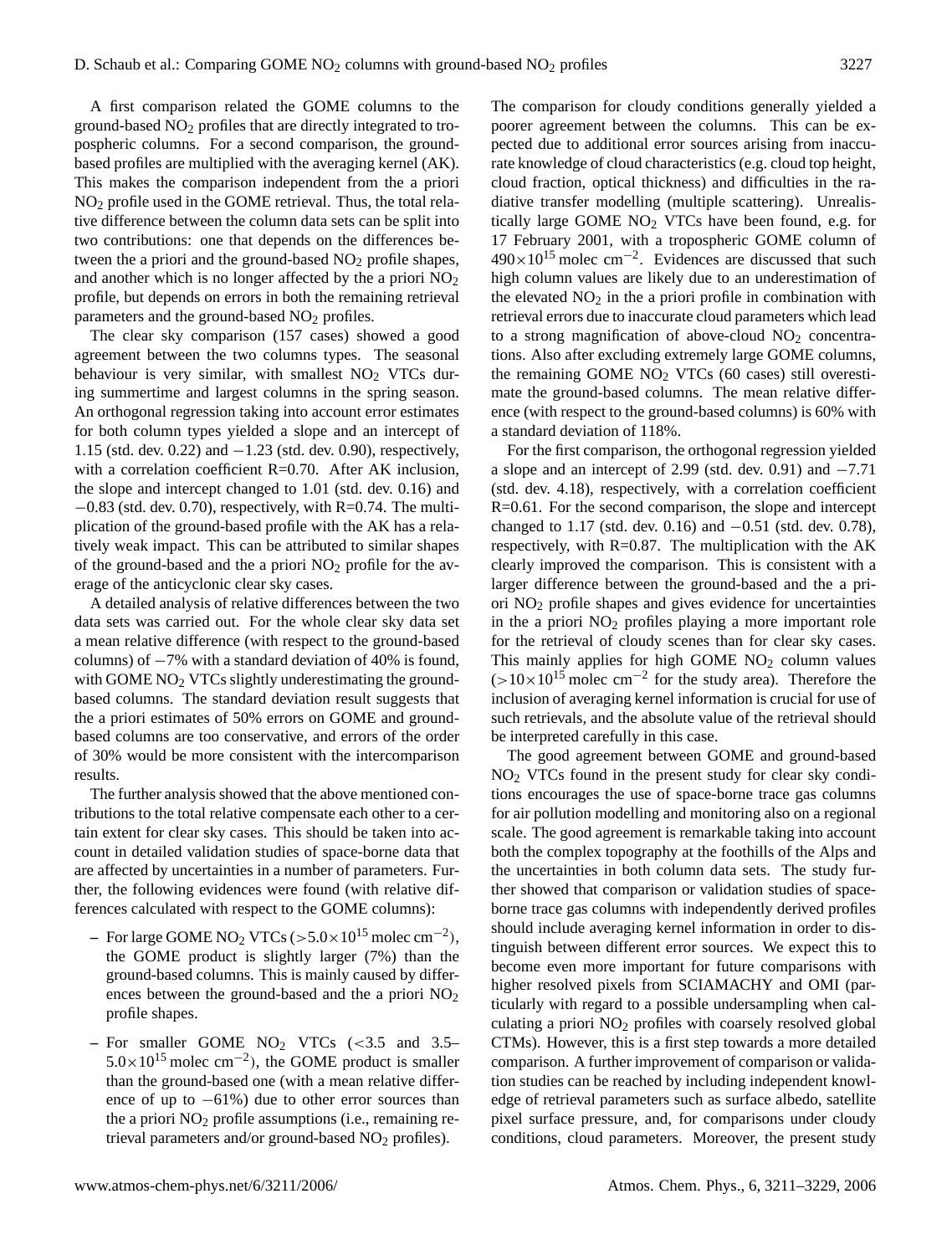A first comparison related the GOME columns to the ground-based $NO_2$ profiles that are directly integrated to tropospheric columns. For a second comparison, the ground-based profiles are multiplied with the averaging kernel (AK). This makes the comparison independent from the a priori $NO_2$ profile used in the GOME retrieval. Thus, the total relative difference between the column data sets can be split into two contributions: one that depends on the differences between the a priori and the ground-based $NO_2$ profile shapes, and another which is no longer affected by the a priori $NO_2$ profile, but depends on errors in both the remaining retrieval parameters and the ground-based $NO_2$ profiles.

The clear sky comparison (157 cases) showed a good agreement between the two columns types. The seasonal behaviour is very similar, with smallest $NO_2$ VTCs during summertime and largest columns in the spring season. An orthogonal regression taking into account error estimates for both column types yielded a slope and an intercept of 1.15 (std. dev. 0.22) and −1.23 (std. dev. 0.90), respectively, with a correlation coefficient R=0.70. After AK inclusion, the slope and intercept changed to 1.01 (std. dev. 0.16) and −0.83 (std. dev. 0.70), respectively, with R=0.74. The multiplication of the ground-based profile with the AK has a relatively weak impact. This can be attributed to similar shapes of the ground-based and the a priori $NO_2$ profile for the average of the anticyclonic clear sky cases.

A detailed analysis of relative differences between the two data sets was carried out. For the whole clear sky data set a mean relative difference (with respect to the ground-based columns) of −7% with a standard deviation of 40% is found, with GOME $NO_2$ VTCs slightly underestimating the ground-based columns. The standard deviation result suggests that the a priori estimates of 50% errors on GOME and ground-based columns are too conservative, and errors of the order of 30% would be more consistent with the intercomparison results.

The further analysis showed that the above mentioned contributions to the total relative compensate each other to a certain extent for clear sky cases. This should be taken into account in detailed validation studies of space-borne data that are affected by uncertainties in a number of parameters. Further, the following evidences were found (with relative differences calculated with respect to the GOME columns):

- For large GOME $NO_2$ VTCs ($>5.0\times10^{15}$ molec cm$^{-2}$), the GOME product is slightly larger (7%) than the ground-based columns. This is mainly caused by differences between the ground-based and the a priori $NO_2$ profile shapes.
- For smaller GOME $NO_2$ VTCs ($<3.5$ and 3.5–$5.0\times10^{15}$ molec cm$^{-2}$), the GOME product is smaller than the ground-based one (with a mean relative difference of up to −61%) due to other error sources than the a priori $NO_2$ profile assumptions (i.e., remaining retrieval parameters and/or ground-based $NO_2$ profiles).

The comparison for cloudy conditions generally yielded a poorer agreement between the columns. This can be expected due to additional error sources arising from inaccurate knowledge of cloud characteristics (e.g. cloud top height, cloud fraction, optical thickness) and difficulties in the radiative transfer modelling (multiple scattering). Unrealistically large GOME $NO_2$ VTCs have been found, e.g. for 17 February 2001, with a tropospheric GOME column of $490\times10^{15}$ molec cm$^{-2}$. Evidences are discussed that such high column values are likely due to an underestimation of the elevated $NO_2$ in the a priori profile in combination with retrieval errors due to inaccurate cloud parameters which lead to a strong magnification of above-cloud $NO_2$ concentrations. Also after excluding extremely large GOME columns, the remaining GOME $NO_2$ VTCs (60 cases) still overestimate the ground-based columns. The mean relative difference (with respect to the ground-based columns) is 60% with a standard deviation of 118%.

For the first comparison, the orthogonal regression yielded a slope and an intercept of 2.99 (std. dev. 0.91) and −7.71 (std. dev. 4.18), respectively, with a correlation coefficient R=0.61. For the second comparison, the slope and intercept changed to 1.17 (std. dev. 0.16) and −0.51 (std. dev. 0.78), respectively, with R=0.87. The multiplication with the AK clearly improved the comparison. This is consistent with a larger difference between the ground-based and the a priori $NO_2$ profile shapes and gives evidence for uncertainties in the a priori $NO_2$ profiles playing a more important role for the retrieval of cloudy scenes than for clear sky cases. This mainly applies for high GOME $NO_2$ column values ($>10\times10^{15}$ molec cm$^{-2}$ for the study area). Therefore the inclusion of averaging kernel information is crucial for use of such retrievals, and the absolute value of the retrieval should be interpreted carefully in this case.

The good agreement between GOME and ground-based $NO_2$ VTCs found in the present study for clear sky conditions encourages the use of space-borne trace gas columns for air pollution modelling and monitoring also on a regional scale. The good agreement is remarkable taking into account both the complex topography at the foothills of the Alps and the uncertainties in both column data sets. The study further showed that comparison or validation studies of space-borne trace gas columns with independently derived profiles should include averaging kernel information in order to distinguish between different error sources. We expect this to become even more important for future comparisons with higher resolved pixels from SCIAMACHY and OMI (particularly with regard to a possible undersampling when calculating a priori $NO_2$ profiles with coarsely resolved global CTMs). However, this is a first step towards a more detailed comparison. A further improvement of comparison or validation studies can be reached by including independent knowledge of retrieval parameters such as surface albedo, satellite pixel surface pressure, and, for comparisons under cloudy conditions, cloud parameters. Moreover, the present study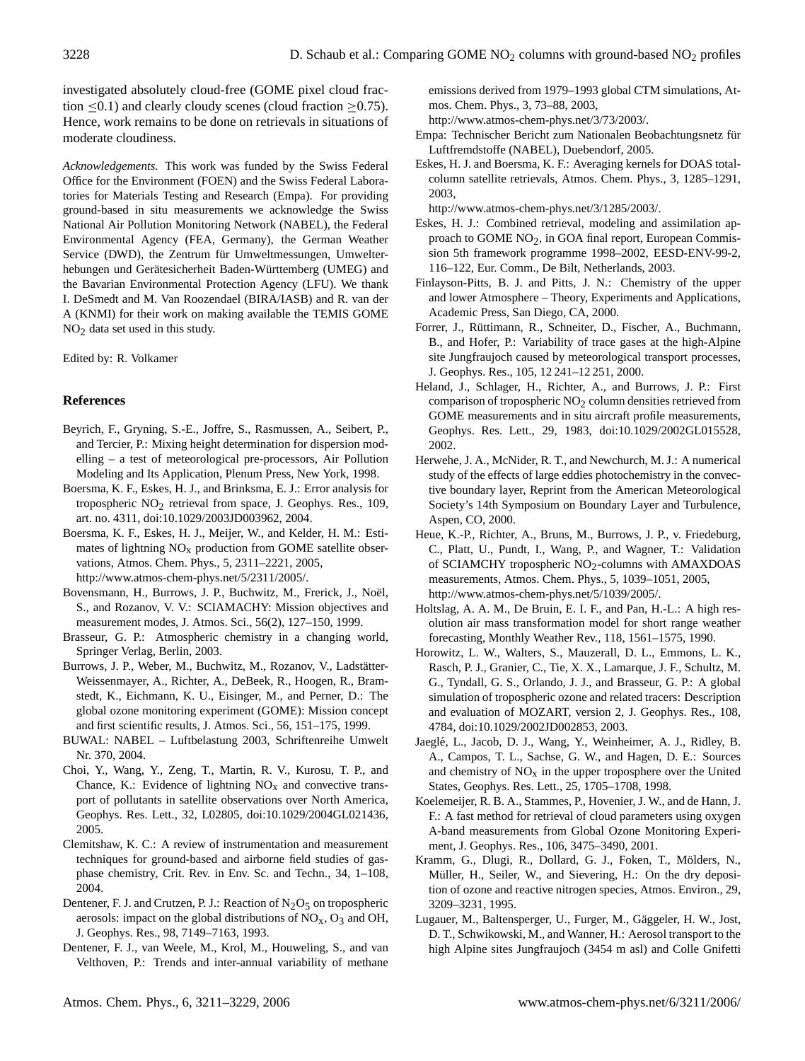investigated absolutely cloud-free (GOME pixel cloud fraction $\leq$0.1) and clearly cloudy scenes (cloud fraction $\geq$0.75). Hence, work remains to be done on retrievals in situations of moderate cloudiness.

*Acknowledgements.* This work was funded by the Swiss Federal Office for the Environment (FOEN) and the Swiss Federal Laboratories for Materials Testing and Research (Empa). For providing ground-based in situ measurements we acknowledge the Swiss National Air Pollution Monitoring Network (NABEL), the Federal Environmental Agency (FEA, Germany), the German Weather Service (DWD), the Zentrum für Umweltmessungen, Umwelterhebungen und Gerätesicherheit Baden-Württemberg (UMEG) and the Bavarian Environmental Protection Agency (LFU). We thank I. DeSmedt and M. Van Roozendael (BIRA/IASB) and R. van der A (KNMI) for their work on making available the TEMIS GOME $NO_2$ data set used in this study.

Edited by: R. Volkamer

## References

Beyrich, F., Gryning, S.-E., Joffre, S., Rasmussen, A., Seibert, P., and Tercier, P.: Mixing height determination for dispersion modelling – a test of meteorological pre-processors, Air Pollution Modeling and Its Application, Plenum Press, New York, 1998.

Boersma, K. F., Eskes, H. J., and Brinksma, E. J.: Error analysis for tropospheric $NO_2$ retrieval from space, J. Geophys. Res., 109, art. no. 4311, doi:10.1029/2003JD003962, 2004.

Boersma, K. F., Eskes, H. J., Meijer, W., and Kelder, H. M.: Estimates of lightning $NO_x$ production from GOME satellite observations, Atmos. Chem. Phys., 5, 2311–2221, 2005, http://www.atmos-chem-phys.net/5/2311/2005/.

Bovensmann, H., Burrows, J. P., Buchwitz, M., Frerick, J., Noël, S., and Rozanov, V. V.: SCIAMACHY: Mission objectives and measurement modes, J. Atmos. Sci., 56(2), 127–150, 1999.

Brasseur, G. P.: Atmospheric chemistry in a changing world, Springer Verlag, Berlin, 2003.

Burrows, J. P., Weber, M., Buchwitz, M., Rozanov, V., Ladstätter-Weissenmayer, A., Richter, A., DeBeek, R., Hoogen, R., Bramstedt, K., Eichmann, K. U., Eisinger, M., and Perner, D.: The global ozone monitoring experiment (GOME): Mission concept and first scientific results, J. Atmos. Sci., 56, 151–175, 1999.

BUWAL: NABEL – Luftbelastung 2003, Schriftenreihe Umwelt Nr. 370, 2004.

Choi, Y., Wang, Y., Zeng, T., Martin, R. V., Kurosu, T. P., and Chance, K.: Evidence of lightning $NO_x$ and convective transport of pollutants in satellite observations over North America, Geophys. Res. Lett., 32, L02805, doi:10.1029/2004GL021436, 2005.

Clemitshaw, K. C.: A review of instrumentation and measurement techniques for ground-based and airborne field studies of gasphase chemistry, Crit. Rev. in Env. Sc. and Techn., 34, 1–108, 2004.

Dentener, F. J. and Crutzen, P. J.: Reaction of $N_2O_5$ on tropospheric aerosols: impact on the global distributions of $NO_x$, $O_3$ and OH, J. Geophys. Res., 98, 7149–7163, 1993.

Dentener, F. J., van Weele, M., Krol, M., Houweling, S., and van Velthoven, P.: Trends and inter-annual variability of methane emissions derived from 1979–1993 global CTM simulations, Atmos. Chem. Phys., 3, 73–88, 2003, http://www.atmos-chem-phys.net/3/73/2003/.

Empa: Technischer Bericht zum Nationalen Beobachtungsnetz für Luftfremdstoffe (NABEL), Duebendorf, 2005.

Eskes, H. J. and Boersma, K. F.: Averaging kernels for DOAS total-column satellite retrievals, Atmos. Chem. Phys., 3, 1285–1291, 2003, http://www.atmos-chem-phys.net/3/1285/2003/.

Eskes, H. J.: Combined retrieval, modeling and assimilation approach to GOME $NO_2$, in GOA final report, European Commission 5th framework programme 1998–2002, EESD-ENV-99-2, 116–122, Eur. Comm., De Bilt, Netherlands, 2003.

Finlayson-Pitts, B. J. and Pitts, J. N.: Chemistry of the upper and lower Atmosphere – Theory, Experiments and Applications, Academic Press, San Diego, CA, 2000.

Forrer, J., Rüttimann, R., Schneiter, D., Fischer, A., Buchmann, B., and Hofer, P.: Variability of trace gases at the high-Alpine site Jungfraujoch caused by meteorological transport processes, J. Geophys. Res., 105, 12 241–12 251, 2000.

Heland, J., Schlager, H., Richter, A., and Burrows, J. P.: First comparison of tropospheric $NO_2$ column densities retrieved from GOME measurements and in situ aircraft profile measurements, Geophys. Res. Lett., 29, 1983, doi:10.1029/2002GL015528, 2002.

Herwehe, J. A., McNider, R. T., and Newchurch, M. J.: A numerical study of the effects of large eddies photochemistry in the convective boundary layer, Reprint from the American Meteorological Society's 14th Symposium on Boundary Layer and Turbulence, Aspen, CO, 2000.

Heue, K.-P., Richter, A., Bruns, M., Burrows, J. P., v. Friedeburg, C., Platt, U., Pundt, I., Wang, P., and Wagner, T.: Validation of SCIAMCHY tropospheric $NO_2$-columns with AMAXDOAS measurements, Atmos. Chem. Phys., 5, 1039–1051, 2005, http://www.atmos-chem-phys.net/5/1039/2005/.

Holtslag, A. A. M., De Bruin, E. I. F., and Pan, H.-L.: A high resolution air mass transformation model for short range weather forecasting, Monthly Weather Rev., 118, 1561–1575, 1990.

Horowitz, L. W., Walters, S., Mauzerall, D. L., Emmons, L. K., Rasch, P. J., Granier, C., Tie, X. X., Lamarque, J. F., Schultz, M. G., Tyndall, G. S., Orlando, J. J., and Brasseur, G. P.: A global simulation of tropospheric ozone and related tracers: Description and evaluation of MOZART, version 2, J. Geophys. Res., 108, 4784, doi:10.1029/2002JD002853, 2003.

Jaeglé, L., Jacob, D. J., Wang, Y., Weinheimer, A. J., Ridley, B. A., Campos, T. L., Sachse, G. W., and Hagen, D. E.: Sources and chemistry of $NO_x$ in the upper troposphere over the United States, Geophys. Res. Lett., 25, 1705–1708, 1998.

Koelemeijer, R. B. A., Stammes, P., Hovenier, J. W., and de Hann, J. F.: A fast method for retrieval of cloud parameters using oxygen A-band measurements from Global Ozone Monitoring Experiment, J. Geophys. Res., 106, 3475–3490, 2001.

Kramm, G., Dlugi, R., Dollard, G. J., Foken, T., Mölders, N., Müller, H., Seiler, W., and Sievering, H.: On the dry deposition of ozone and reactive nitrogen species, Atmos. Environ., 29, 3209–3231, 1995.

Lugauer, M., Baltensperger, U., Furger, M., Gäggeler, H. W., Jost, D. T., Schwikowski, M., and Wanner, H.: Aerosol transport to the high Alpine sites Jungfraujoch (3454 m asl) and Colle Gnifetti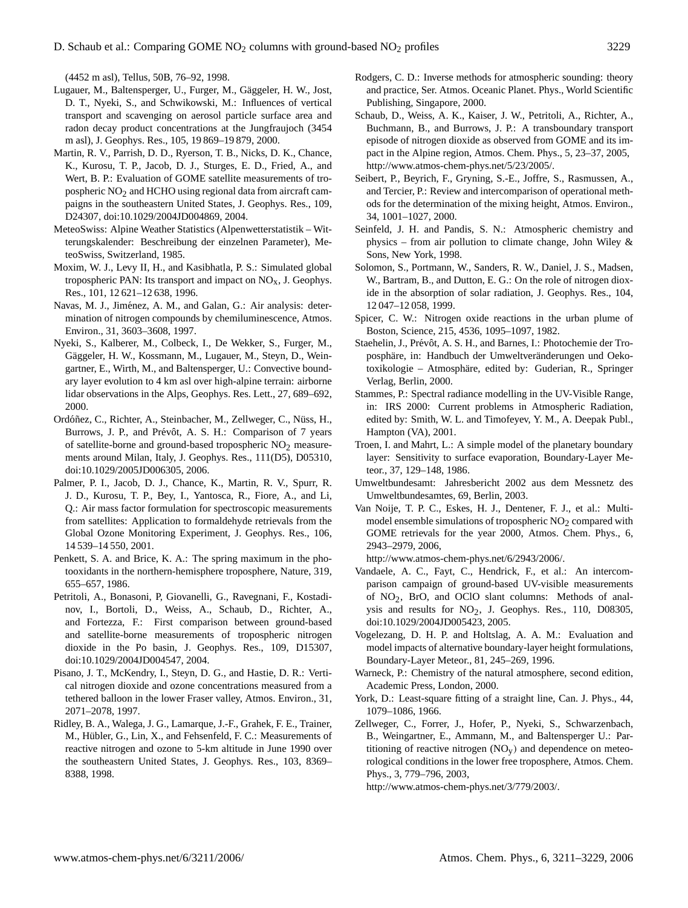(4452 m asl), Tellus, 50B, 76–92, 1998.

Lugauer, M., Baltensperger, U., Furger, M., Gäggeler, H. W., Jost, D. T., Nyeki, S., and Schwikowski, M.: Influences of vertical transport and scavenging on aerosol particle surface area and radon decay product concentrations at the Jungfraujoch (3454 m asl), J. Geophys. Res., 105, 19 869–19 879, 2000.

Martin, R. V., Parrish, D. D., Ryerson, T. B., Nicks, D. K., Chance, K., Kurosu, T. P., Jacob, D. J., Sturges, E. D., Fried, A., and Wert, B. P.: Evaluation of GOME satellite measurements of tropospheric $NO_2$ and HCHO using regional data from aircraft campaigns in the southeastern United States, J. Geophys. Res., 109, D24307, doi:10.1029/2004JD004869, 2004.

MeteoSwiss: Alpine Weather Statistics (Alpenwetterstatistik – Witterungskalender: Beschreibung der einzelnen Parameter), MeteoSwiss, Switzerland, 1985.

Moxim, W. J., Levy II, H., and Kasibhatla, P. S.: Simulated global tropospheric PAN: Its transport and impact on $NO_x$, J. Geophys. Res., 101, 12 621–12 638, 1996.

Navas, M. J., Jiménez, A. M., and Galan, G.: Air analysis: determination of nitrogen compounds by chemiluminescence, Atmos. Environ., 31, 3603–3608, 1997.

Nyeki, S., Kalberer, M., Colbeck, I., De Wekker, S., Furger, M., Gäggeler, H. W., Kossmann, M., Lugauer, M., Steyn, D., Weingartner, E., Wirth, M., and Baltensperger, U.: Convective boundary layer evolution to 4 km asl over high-alpine terrain: airborne lidar observations in the Alps, Geophys. Res. Lett., 27, 689–692, 2000.

Ordóñez, C., Richter, A., Steinbacher, M., Zellweger, C., Nüss, H., Burrows, J. P., and Prévôt, A. S. H.: Comparison of 7 years of satellite-borne and ground-based tropospheric $NO_2$ measurements around Milan, Italy, J. Geophys. Res., 111(D5), D05310, doi:10.1029/2005JD006305, 2006.

Palmer, P. I., Jacob, D. J., Chance, K., Martin, R. V., Spurr, R. J. D., Kurosu, T. P., Bey, I., Yantosca, R., Fiore, A., and Li, Q.: Air mass factor formulation for spectroscopic measurements from satellites: Application to formaldehyde retrievals from the Global Ozone Monitoring Experiment, J. Geophys. Res., 106, 14 539–14 550, 2001.

Penkett, S. A. and Brice, K. A.: The spring maximum in the photooxidants in the northern-hemisphere troposphere, Nature, 319, 655–657, 1986.

Petritoli, A., Bonasoni, P, Giovanelli, G., Ravegnani, F., Kostadinov, I., Bortoli, D., Weiss, A., Schaub, D., Richter, A., and Fortezza, F.: First comparison between ground-based and satellite-borne measurements of tropospheric nitrogen dioxide in the Po basin, J. Geophys. Res., 109, D15307, doi:10.1029/2004JD004547, 2004.

Pisano, J. T., McKendry, I., Steyn, D. G., and Hastie, D. R.: Vertical nitrogen dioxide and ozone concentrations measured from a tethered balloon in the lower Fraser valley, Atmos. Environ., 31, 2071–2078, 1997.

Ridley, B. A., Walega, J. G., Lamarque, J.-F., Grahek, F. E., Trainer, M., Hübler, G., Lin, X., and Fehsenfeld, F. C.: Measurements of reactive nitrogen and ozone to 5-km altitude in June 1990 over the southeastern United States, J. Geophys. Res., 103, 8369–8388, 1998.

Rodgers, C. D.: Inverse methods for atmospheric sounding: theory and practice, Ser. Atmos. Oceanic Planet. Phys., World Scientific Publishing, Singapore, 2000.

Schaub, D., Weiss, A. K., Kaiser, J. W., Petritoli, A., Richter, A., Buchmann, B., and Burrows, J. P.: A transboundary transport episode of nitrogen dioxide as observed from GOME and its impact in the Alpine region, Atmos. Chem. Phys., 5, 23–37, 2005, http://www.atmos-chem-phys.net/5/23/2005/.

Seibert, P., Beyrich, F., Gryning, S.-E., Joffre, S., Rasmussen, A., and Tercier, P.: Review and intercomparison of operational methods for the determination of the mixing height, Atmos. Environ., 34, 1001–1027, 2000.

Seinfeld, J. H. and Pandis, S. N.: Atmospheric chemistry and physics – from air pollution to climate change, John Wiley & Sons, New York, 1998.

Solomon, S., Portmann, W., Sanders, R. W., Daniel, J. S., Madsen, W., Bartram, B., and Dutton, E. G.: On the role of nitrogen dioxide in the absorption of solar radiation, J. Geophys. Res., 104, 12 047–12 058, 1999.

Spicer, C. W.: Nitrogen oxide reactions in the urban plume of Boston, Science, 215, 4536, 1095–1097, 1982.

Staehelin, J., Prévôt, A. S. H., and Barnes, I.: Photochemie der Troposphäre, in: Handbuch der Umweltveränderungen und Oekotoxikologie – Atmosphäre, edited by: Guderian, R., Springer Verlag, Berlin, 2000.

Stammes, P.: Spectral radiance modelling in the UV-Visible Range, in: IRS 2000: Current problems in Atmospheric Radiation, edited by: Smith, W. L. and Timofeyev, Y. M., A. Deepak Publ., Hampton (VA), 2001.

Troen, I. and Mahrt, L.: A simple model of the planetary boundary layer: Sensitivity to surface evaporation, Boundary-Layer Meteor., 37, 129–148, 1986.

Umweltbundesamt: Jahresbericht 2002 aus dem Messnetz des Umweltbundesamtes, 69, Berlin, 2003.

Van Noije, T. P. C., Eskes, H. J., Dentener, F. J., et al.: Multimodel ensemble simulations of tropospheric $NO_2$ compared with GOME retrievals for the year 2000, Atmos. Chem. Phys., 6, 2943–2979, 2006, http://www.atmos-chem-phys.net/6/2943/2006/.

Vandaele, A. C., Fayt, C., Hendrick, F., et al.: An intercomparison campaign of ground-based UV-visible measurements of $NO_2$, BrO, and OClO slant columns: Methods of analysis and results for $NO_2$, J. Geophys. Res., 110, D08305, doi:10.1029/2004JD005423, 2005.

Vogelezang, D. H. P. and Holtslag, A. A. M.: Evaluation and model impacts of alternative boundary-layer height formulations, Boundary-Layer Meteor., 81, 245–269, 1996.

Warneck, P.: Chemistry of the natural atmosphere, second edition, Academic Press, London, 2000.

York, D.: Least-square fitting of a straight line, Can. J. Phys., 44, 1079–1086, 1966.

Zellweger, C., Forrer, J., Hofer, P., Nyeki, S., Schwarzenbach, B., Weingartner, E., Ammann, M., and Baltensperger U.: Partitioning of reactive nitrogen ($NO_y$) and dependence on meteorological conditions in the lower free troposphere, Atmos. Chem. Phys., 3, 779–796, 2003, http://www.atmos-chem-phys.net/3/779/2003/.